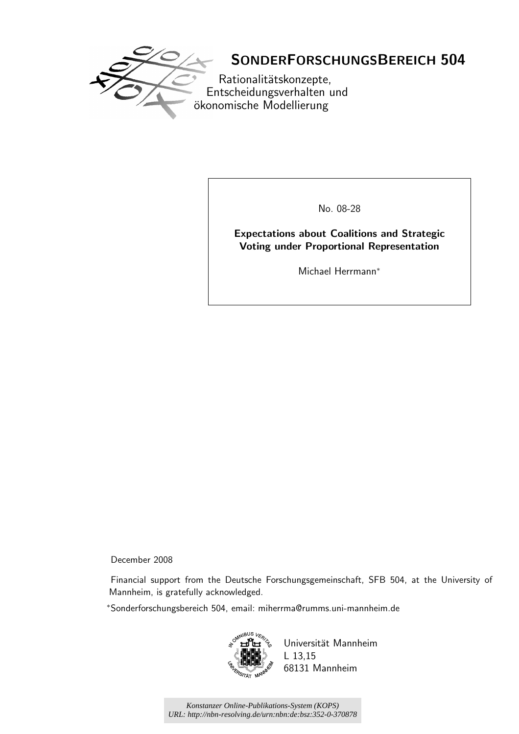# SonderForschungsBereich 504

Rationalitätskonzepte, Entscheidungsverhalten und ökonomische Modellierung

No. 08-28

**Expectations about Coalitions and Strategic Voting under Proportional Representation**

Michael Herrmann*

December 2008

Financial support from the Deutsche Forschungsgemeinschaft, SFB 504, at the University of Mannheim, is gratefully acknowledged.

*Sonderforschungsbereich 504, email: miherrma@rumms.uni-mannheim.de

Universität Mannheim
L 13,15
68131 Mannheim

*Konstanzer Online-Publikations-System (KOPS)*
*URL: http://nbn-resolving.de/urn:nbn:de:bsz:352-0-370878*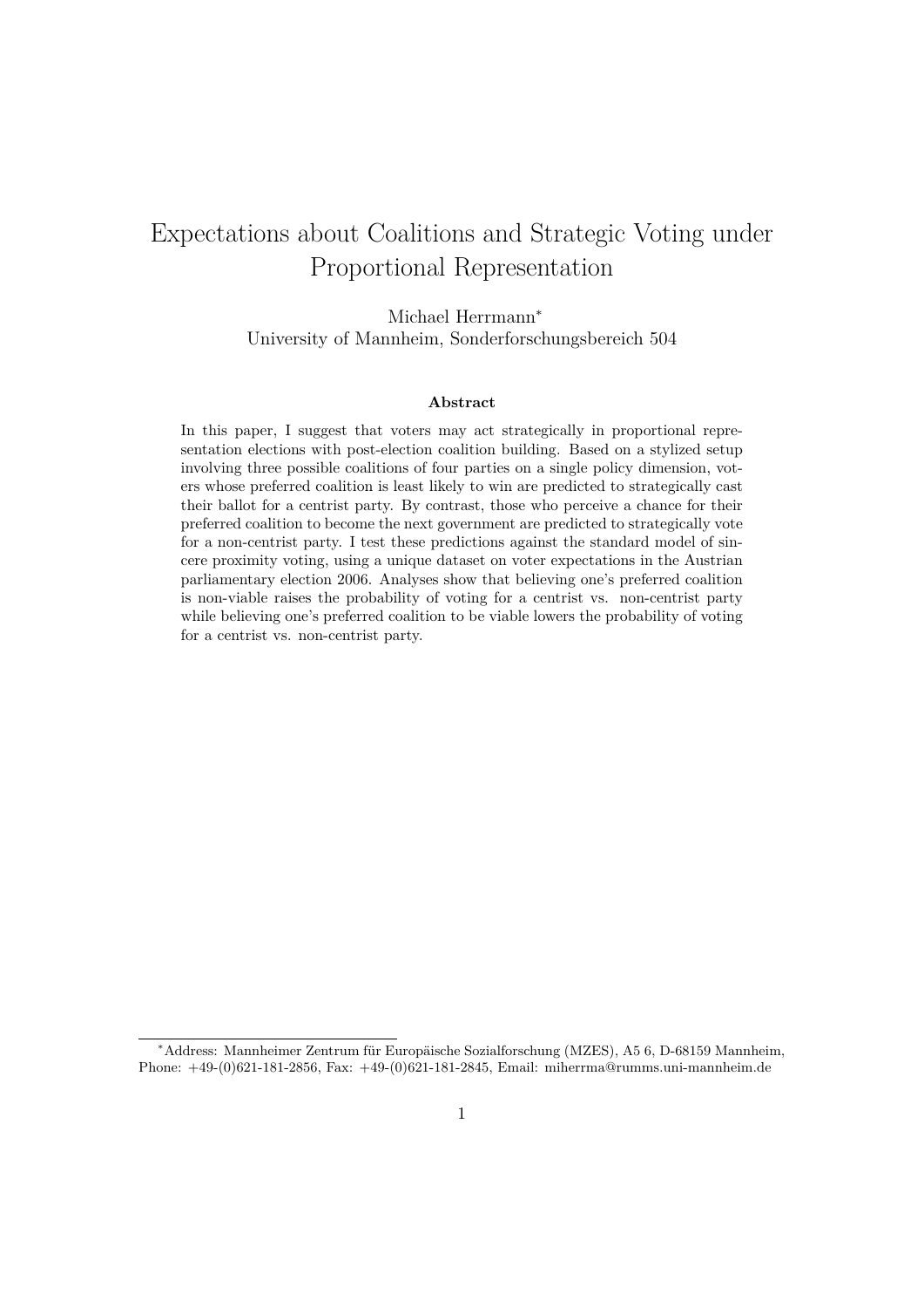# Expectations about Coalitions and Strategic Voting under Proportional Representation

Michael Herrmann*
University of Mannheim, Sonderforschungsbereich 504

### Abstract

In this paper, I suggest that voters may act strategically in proportional representation elections with post-election coalition building. Based on a stylized setup involving three possible coalitions of four parties on a single policy dimension, voters whose preferred coalition is least likely to win are predicted to strategically cast their ballot for a centrist party. By contrast, those who perceive a chance for their preferred coalition to become the next government are predicted to strategically vote for a non-centrist party. I test these predictions against the standard model of sincere proximity voting, using a unique dataset on voter expectations in the Austrian parliamentary election 2006. Analyses show that believing one's preferred coalition is non-viable raises the probability of voting for a centrist vs. non-centrist party while believing one's preferred coalition to be viable lowers the probability of voting for a centrist vs. non-centrist party.

---

*Address: Mannheimer Zentrum für Europäische Sozialforschung (MZES), A5 6, D-68159 Mannheim, Phone: +49-(0)621-181-2856, Fax: +49-(0)621-181-2845, Email: miherrma@rumms.uni-mannheim.de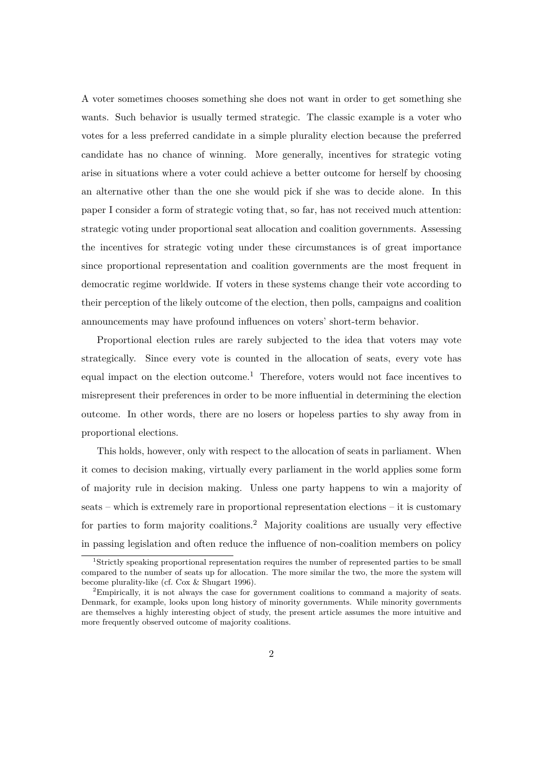A voter sometimes chooses something she does not want in order to get something she wants. Such behavior is usually termed strategic. The classic example is a voter who votes for a less preferred candidate in a simple plurality election because the preferred candidate has no chance of winning. More generally, incentives for strategic voting arise in situations where a voter could achieve a better outcome for herself by choosing an alternative other than the one she would pick if she was to decide alone. In this paper I consider a form of strategic voting that, so far, has not received much attention: strategic voting under proportional seat allocation and coalition governments. Assessing the incentives for strategic voting under these circumstances is of great importance since proportional representation and coalition governments are the most frequent in democratic regime worldwide. If voters in these systems change their vote according to their perception of the likely outcome of the election, then polls, campaigns and coalition announcements may have profound influences on voters' short-term behavior.

Proportional election rules are rarely subjected to the idea that voters may vote strategically. Since every vote is counted in the allocation of seats, every vote has equal impact on the election outcome.[1] Therefore, voters would not face incentives to misrepresent their preferences in order to be more influential in determining the election outcome. In other words, there are no losers or hopeless parties to shy away from in proportional elections.

This holds, however, only with respect to the allocation of seats in parliament. When it comes to decision making, virtually every parliament in the world applies some form of majority rule in decision making. Unless one party happens to win a majority of seats – which is extremely rare in proportional representation elections – it is customary for parties to form majority coalitions.[2] Majority coalitions are usually very effective in passing legislation and often reduce the influence of non-coalition members on policy

[1] Strictly speaking proportional representation requires the number of represented parties to be small compared to the number of seats up for allocation. The more similar the two, the more the system will become plurality-like (cf. Cox & Shugart 1996).

[2] Empirically, it is not always the case for government coalitions to command a majority of seats. Denmark, for example, looks upon long history of minority governments. While minority governments are themselves a highly interesting object of study, the present article assumes the more intuitive and more frequently observed outcome of majority coalitions.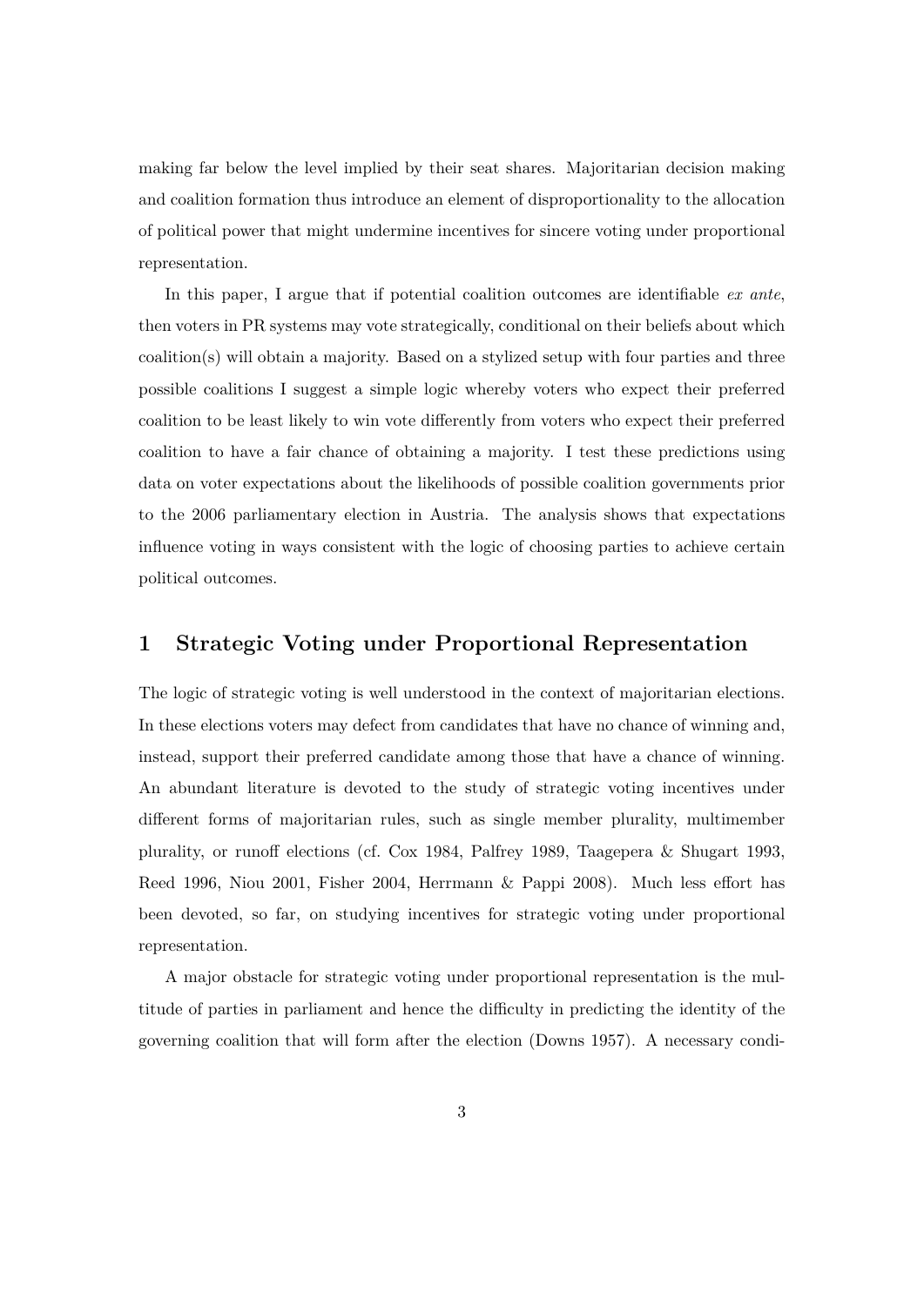making far below the level implied by their seat shares. Majoritarian decision making and coalition formation thus introduce an element of disproportionality to the allocation of political power that might undermine incentives for sincere voting under proportional representation.

In this paper, I argue that if potential coalition outcomes are identifiable *ex ante*, then voters in PR systems may vote strategically, conditional on their beliefs about which coalition(s) will obtain a majority. Based on a stylized setup with four parties and three possible coalitions I suggest a simple logic whereby voters who expect their preferred coalition to be least likely to win vote differently from voters who expect their preferred coalition to have a fair chance of obtaining a majority. I test these predictions using data on voter expectations about the likelihoods of possible coalition governments prior to the 2006 parliamentary election in Austria. The analysis shows that expectations influence voting in ways consistent with the logic of choosing parties to achieve certain political outcomes.

## 1 Strategic Voting under Proportional Representation

The logic of strategic voting is well understood in the context of majoritarian elections. In these elections voters may defect from candidates that have no chance of winning and, instead, support their preferred candidate among those that have a chance of winning. An abundant literature is devoted to the study of strategic voting incentives under different forms of majoritarian rules, such as single member plurality, multimember plurality, or runoff elections (cf. Cox 1984, Palfrey 1989, Taagepera & Shugart 1993, Reed 1996, Niou 2001, Fisher 2004, Herrmann & Pappi 2008). Much less effort has been devoted, so far, on studying incentives for strategic voting under proportional representation.

A major obstacle for strategic voting under proportional representation is the multitude of parties in parliament and hence the difficulty in predicting the identity of the governing coalition that will form after the election (Downs 1957). A necessary condi-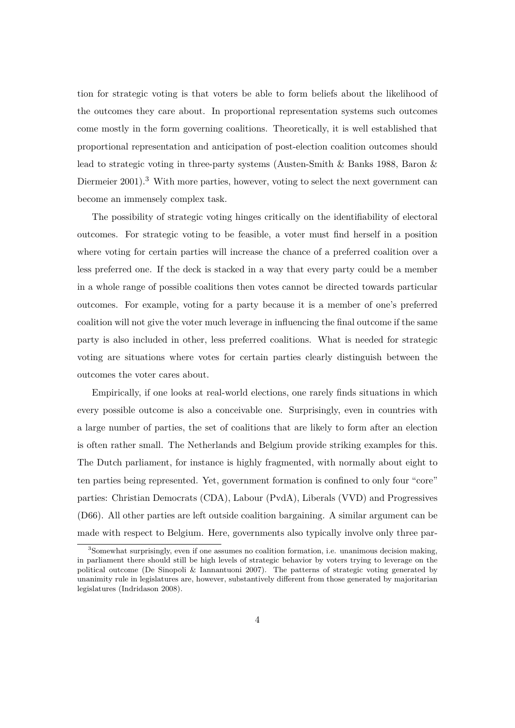tion for strategic voting is that voters be able to form beliefs about the likelihood of the outcomes they care about. In proportional representation systems such outcomes come mostly in the form governing coalitions. Theoretically, it is well established that proportional representation and anticipation of post-election coalition outcomes should lead to strategic voting in three-party systems (Austen-Smith & Banks 1988, Baron & Diermeier 2001).[3] With more parties, however, voting to select the next government can become an immensely complex task.

The possibility of strategic voting hinges critically on the identifiability of electoral outcomes. For strategic voting to be feasible, a voter must find herself in a position where voting for certain parties will increase the chance of a preferred coalition over a less preferred one. If the deck is stacked in a way that every party could be a member in a whole range of possible coalitions then votes cannot be directed towards particular outcomes. For example, voting for a party because it is a member of one's preferred coalition will not give the voter much leverage in influencing the final outcome if the same party is also included in other, less preferred coalitions. What is needed for strategic voting are situations where votes for certain parties clearly distinguish between the outcomes the voter cares about.

Empirically, if one looks at real-world elections, one rarely finds situations in which every possible outcome is also a conceivable one. Surprisingly, even in countries with a large number of parties, the set of coalitions that are likely to form after an election is often rather small. The Netherlands and Belgium provide striking examples for this. The Dutch parliament, for instance is highly fragmented, with normally about eight to ten parties being represented. Yet, government formation is confined to only four "core" parties: Christian Democrats (CDA), Labour (PvdA), Liberals (VVD) and Progressives (D66). All other parties are left outside coalition bargaining. A similar argument can be made with respect to Belgium. Here, governments also typically involve only three par-

[3] Somewhat surprisingly, even if one assumes no coalition formation, i.e. unanimous decision making, in parliament there should still be high levels of strategic behavior by voters trying to leverage on the political outcome (De Sinopoli & Iannantuoni 2007). The patterns of strategic voting generated by unanimity rule in legislatures are, however, substantively different from those generated by majoritarian legislatures (Indridason 2008).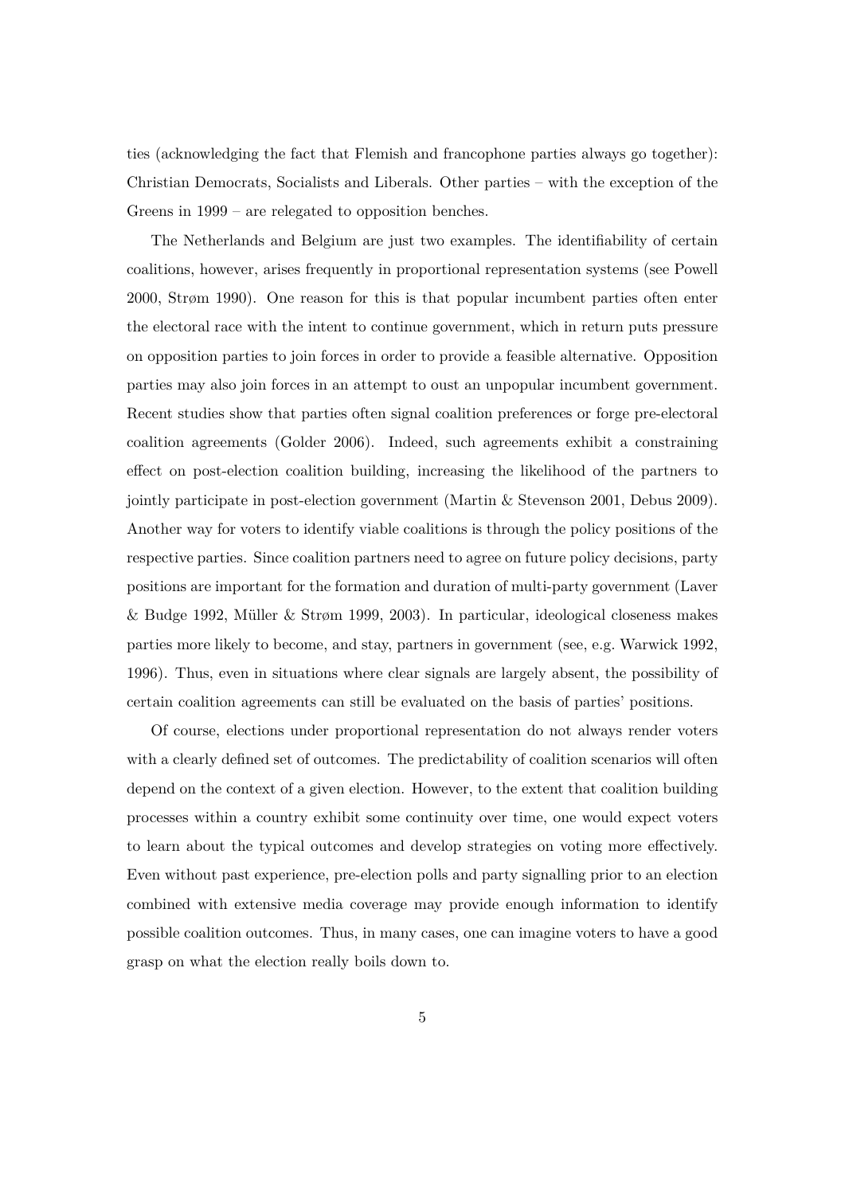ties (acknowledging the fact that Flemish and francophone parties always go together): Christian Democrats, Socialists and Liberals. Other parties – with the exception of the Greens in 1999 – are relegated to opposition benches.

The Netherlands and Belgium are just two examples. The identifiability of certain coalitions, however, arises frequently in proportional representation systems (see Powell 2000, Strøm 1990). One reason for this is that popular incumbent parties often enter the electoral race with the intent to continue government, which in return puts pressure on opposition parties to join forces in order to provide a feasible alternative. Opposition parties may also join forces in an attempt to oust an unpopular incumbent government. Recent studies show that parties often signal coalition preferences or forge pre-electoral coalition agreements (Golder 2006). Indeed, such agreements exhibit a constraining effect on post-election coalition building, increasing the likelihood of the partners to jointly participate in post-election government (Martin & Stevenson 2001, Debus 2009). Another way for voters to identify viable coalitions is through the policy positions of the respective parties. Since coalition partners need to agree on future policy decisions, party positions are important for the formation and duration of multi-party government (Laver & Budge 1992, Müller & Strøm 1999, 2003). In particular, ideological closeness makes parties more likely to become, and stay, partners in government (see, e.g. Warwick 1992, 1996). Thus, even in situations where clear signals are largely absent, the possibility of certain coalition agreements can still be evaluated on the basis of parties' positions.

Of course, elections under proportional representation do not always render voters with a clearly defined set of outcomes. The predictability of coalition scenarios will often depend on the context of a given election. However, to the extent that coalition building processes within a country exhibit some continuity over time, one would expect voters to learn about the typical outcomes and develop strategies on voting more effectively. Even without past experience, pre-election polls and party signalling prior to an election combined with extensive media coverage may provide enough information to identify possible coalition outcomes. Thus, in many cases, one can imagine voters to have a good grasp on what the election really boils down to.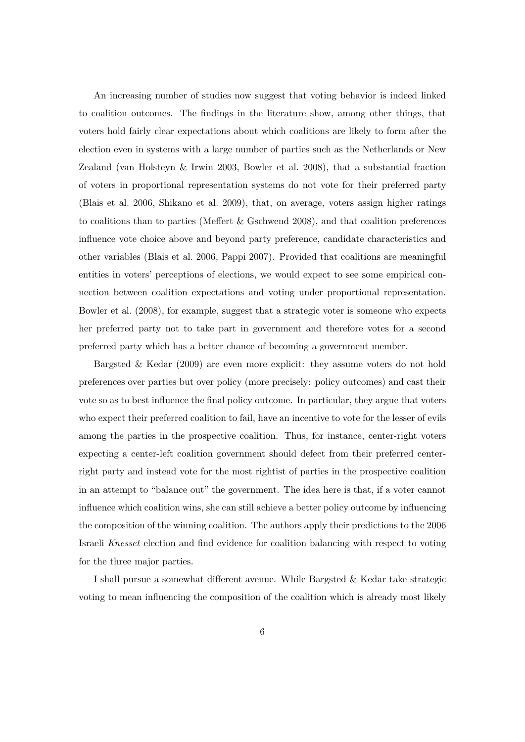An increasing number of studies now suggest that voting behavior is indeed linked to coalition outcomes. The findings in the literature show, among other things, that voters hold fairly clear expectations about which coalitions are likely to form after the election even in systems with a large number of parties such as the Netherlands or New Zealand (van Holsteyn & Irwin 2003, Bowler et al. 2008), that a substantial fraction of voters in proportional representation systems do not vote for their preferred party (Blais et al. 2006, Shikano et al. 2009), that, on average, voters assign higher ratings to coalitions than to parties (Meffert & Gschwend 2008), and that coalition preferences influence vote choice above and beyond party preference, candidate characteristics and other variables (Blais et al. 2006, Pappi 2007). Provided that coalitions are meaningful entities in voters' perceptions of elections, we would expect to see some empirical connection between coalition expectations and voting under proportional representation. Bowler et al. (2008), for example, suggest that a strategic voter is someone who expects her preferred party not to take part in government and therefore votes for a second preferred party which has a better chance of becoming a government member.

Bargsted & Kedar (2009) are even more explicit: they assume voters do not hold preferences over parties but over policy (more precisely: policy outcomes) and cast their vote so as to best influence the final policy outcome. In particular, they argue that voters who expect their preferred coalition to fail, have an incentive to vote for the lesser of evils among the parties in the prospective coalition. Thus, for instance, center-right voters expecting a center-left coalition government should defect from their preferred center-right party and instead vote for the most rightist of parties in the prospective coalition in an attempt to "balance out" the government. The idea here is that, if a voter cannot influence which coalition wins, she can still achieve a better policy outcome by influencing the composition of the winning coalition. The authors apply their predictions to the 2006 Israeli *Knesset* election and find evidence for coalition balancing with respect to voting for the three major parties.

I shall pursue a somewhat different avenue. While Bargsted & Kedar take strategic voting to mean influencing the composition of the coalition which is already most likely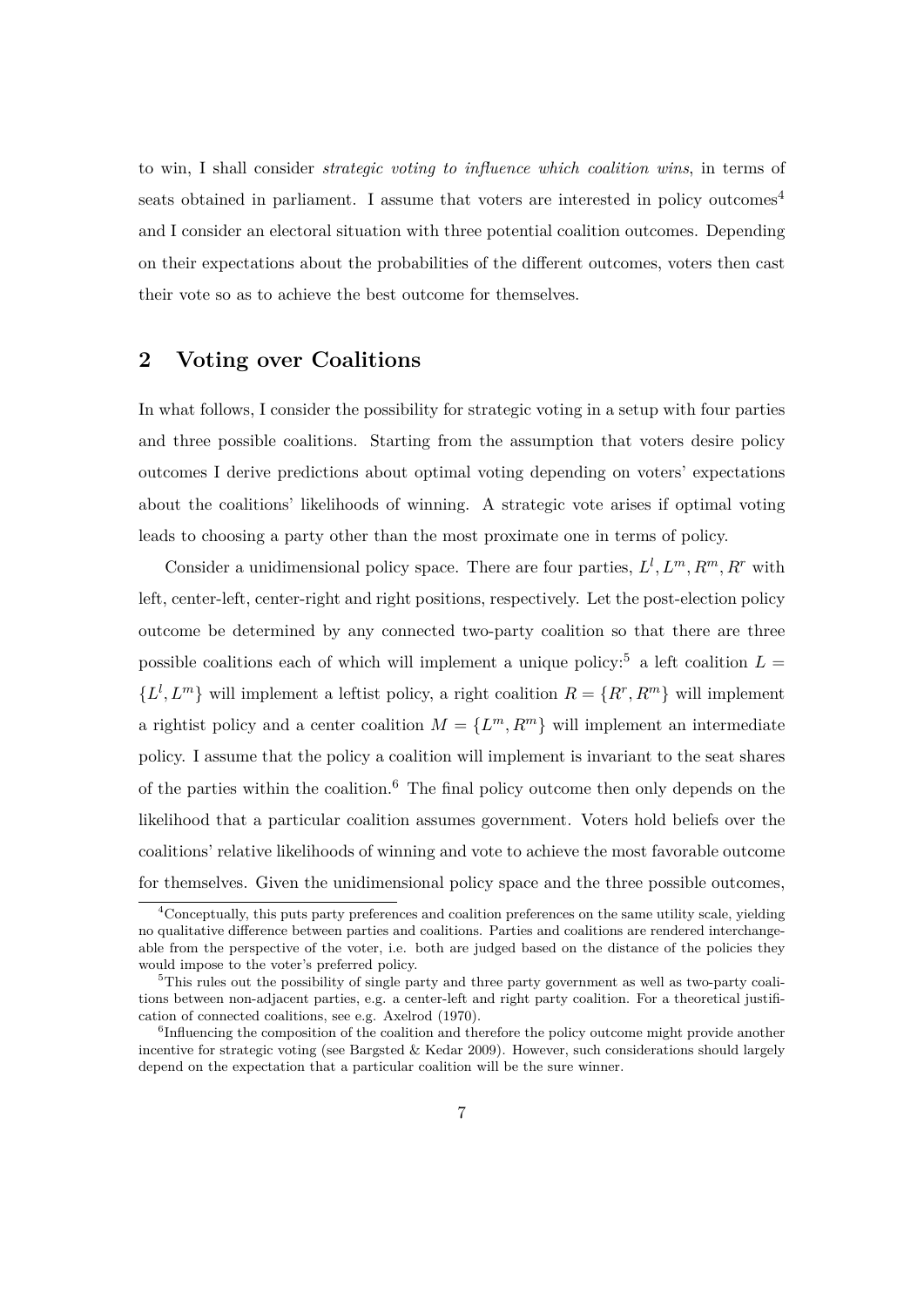to win, I shall consider *strategic voting to influence which coalition wins*, in terms of seats obtained in parliament. I assume that voters are interested in policy outcomes[4] and I consider an electoral situation with three potential coalition outcomes. Depending on their expectations about the probabilities of the different outcomes, voters then cast their vote so as to achieve the best outcome for themselves.

## 2 Voting over Coalitions

In what follows, I consider the possibility for strategic voting in a setup with four parties and three possible coalitions. Starting from the assumption that voters desire policy outcomes I derive predictions about optimal voting depending on voters' expectations about the coalitions' likelihoods of winning. A strategic vote arises if optimal voting leads to choosing a party other than the most proximate one in terms of policy.

Consider a unidimensional policy space. There are four parties, $L^l, L^m, R^m, R^r$ with left, center-left, center-right and right positions, respectively. Let the post-election policy outcome be determined by any connected two-party coalition so that there are three possible coalitions each of which will implement a unique policy:[5] a left coalition $L = \{L^l, L^m\}$ will implement a leftist policy, a right coalition $R = \{R^r, R^m\}$ will implement a rightist policy and a center coalition $M = \{L^m, R^m\}$ will implement an intermediate policy. I assume that the policy a coalition will implement is invariant to the seat shares of the parties within the coalition.[6] The final policy outcome then only depends on the likelihood that a particular coalition assumes government. Voters hold beliefs over the coalitions' relative likelihoods of winning and vote to achieve the most favorable outcome for themselves. Given the unidimensional policy space and the three possible outcomes,

[4] Conceptually, this puts party preferences and coalition preferences on the same utility scale, yielding no qualitative difference between parties and coalitions. Parties and coalitions are rendered interchangeable from the perspective of the voter, i.e. both are judged based on the distance of the policies they would impose to the voter's preferred policy.

[5] This rules out the possibility of single party and three party government as well as two-party coalitions between non-adjacent parties, e.g. a center-left and right party coalition. For a theoretical justification of connected coalitions, see e.g. Axelrod (1970).

[6] Influencing the composition of the coalition and therefore the policy outcome might provide another incentive for strategic voting (see Bargsted & Kedar 2009). However, such considerations should largely depend on the expectation that a particular coalition will be the sure winner.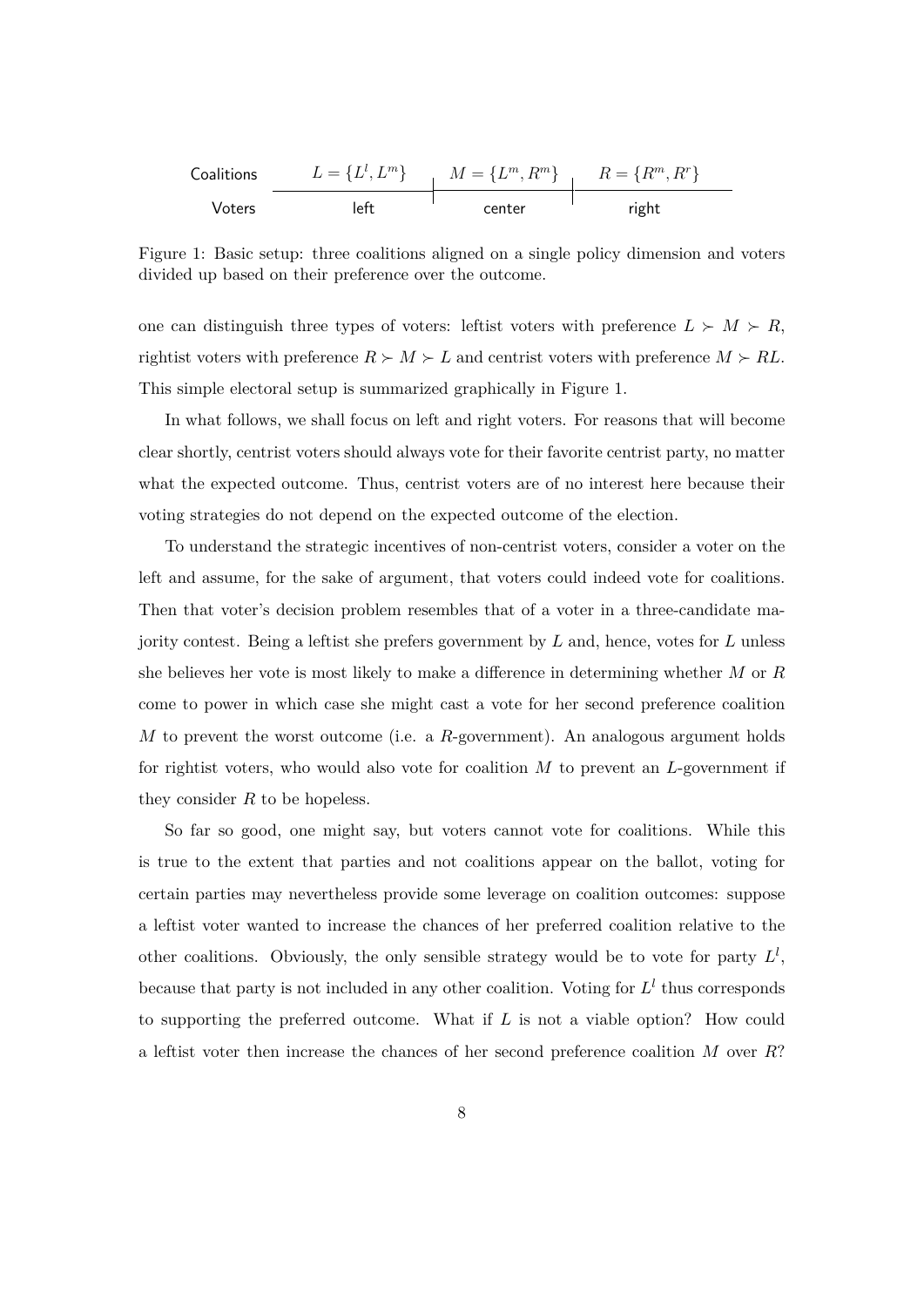| Coalitions | $L = \{L^l, L^m\}$ | $M = \{L^m, R^m\}$ | $R = \{R^m, R^r\}$ |
|---|---|---|---|
| Voters | left | center | right |

Figure 1: Basic setup: three coalitions aligned on a single policy dimension and voters divided up based on their preference over the outcome.

one can distinguish three types of voters: leftist voters with preference $L \succ M \succ R$, rightist voters with preference $R \succ M \succ L$ and centrist voters with preference $M \succ RL$. This simple electoral setup is summarized graphically in Figure 1.

In what follows, we shall focus on left and right voters. For reasons that will become clear shortly, centrist voters should always vote for their favorite centrist party, no matter what the expected outcome. Thus, centrist voters are of no interest here because their voting strategies do not depend on the expected outcome of the election.

To understand the strategic incentives of non-centrist voters, consider a voter on the left and assume, for the sake of argument, that voters could indeed vote for coalitions. Then that voter's decision problem resembles that of a voter in a three-candidate majority contest. Being a leftist she prefers government by $L$ and, hence, votes for $L$ unless she believes her vote is most likely to make a difference in determining whether $M$ or $R$ come to power in which case she might cast a vote for her second preference coalition $M$ to prevent the worst outcome (i.e. a $R$-government). An analogous argument holds for rightist voters, who would also vote for coalition $M$ to prevent an $L$-government if they consider $R$ to be hopeless.

So far so good, one might say, but voters cannot vote for coalitions. While this is true to the extent that parties and not coalitions appear on the ballot, voting for certain parties may nevertheless provide some leverage on coalition outcomes: suppose a leftist voter wanted to increase the chances of her preferred coalition relative to the other coalitions. Obviously, the only sensible strategy would be to vote for party $L^l$, because that party is not included in any other coalition. Voting for $L^l$ thus corresponds to supporting the preferred outcome. What if $L$ is not a viable option? How could a leftist voter then increase the chances of her second preference coalition $M$ over $R$?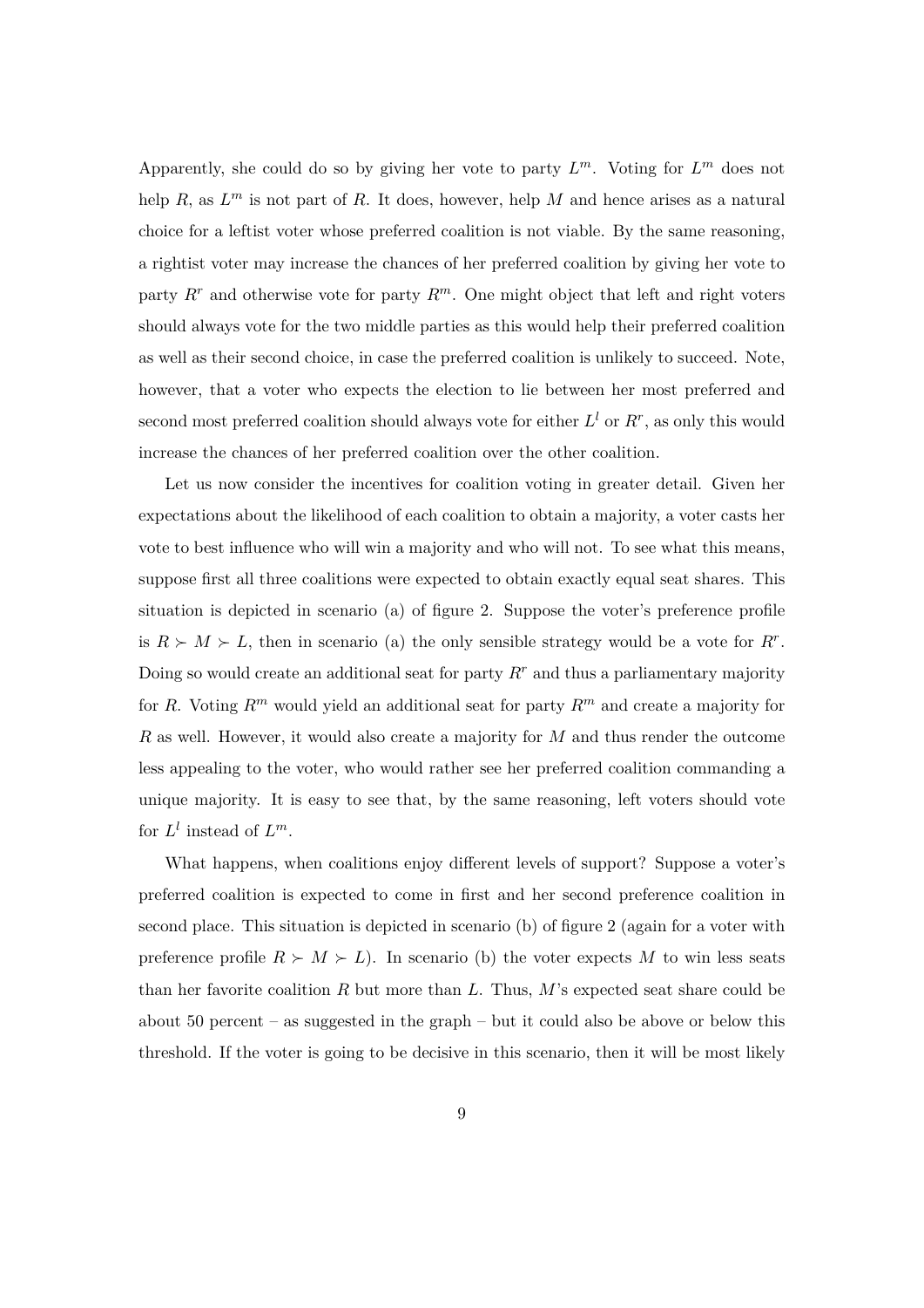Apparently, she could do so by giving her vote to party $L^m$. Voting for $L^m$ does not help $R$, as $L^m$ is not part of $R$. It does, however, help $M$ and hence arises as a natural choice for a leftist voter whose preferred coalition is not viable. By the same reasoning, a rightist voter may increase the chances of her preferred coalition by giving her vote to party $R^r$ and otherwise vote for party $R^m$. One might object that left and right voters should always vote for the two middle parties as this would help their preferred coalition as well as their second choice, in case the preferred coalition is unlikely to succeed. Note, however, that a voter who expects the election to lie between her most preferred and second most preferred coalition should always vote for either $L^l$ or $R^r$, as only this would increase the chances of her preferred coalition over the other coalition.

Let us now consider the incentives for coalition voting in greater detail. Given her expectations about the likelihood of each coalition to obtain a majority, a voter casts her vote to best influence who will win a majority and who will not. To see what this means, suppose first all three coalitions were expected to obtain exactly equal seat shares. This situation is depicted in scenario (a) of figure 2. Suppose the voter's preference profile is $R \succ M \succ L$, then in scenario (a) the only sensible strategy would be a vote for $R^r$. Doing so would create an additional seat for party $R^r$ and thus a parliamentary majority for $R$. Voting $R^m$ would yield an additional seat for party $R^m$ and create a majority for $R$ as well. However, it would also create a majority for $M$ and thus render the outcome less appealing to the voter, who would rather see her preferred coalition commanding a unique majority. It is easy to see that, by the same reasoning, left voters should vote for $L^l$ instead of $L^m$.

What happens, when coalitions enjoy different levels of support? Suppose a voter's preferred coalition is expected to come in first and her second preference coalition in second place. This situation is depicted in scenario (b) of figure 2 (again for a voter with preference profile $R \succ M \succ L$). In scenario (b) the voter expects $M$ to win less seats than her favorite coalition $R$ but more than $L$. Thus, $M$'s expected seat share could be about 50 percent – as suggested in the graph – but it could also be above or below this threshold. If the voter is going to be decisive in this scenario, then it will be most likely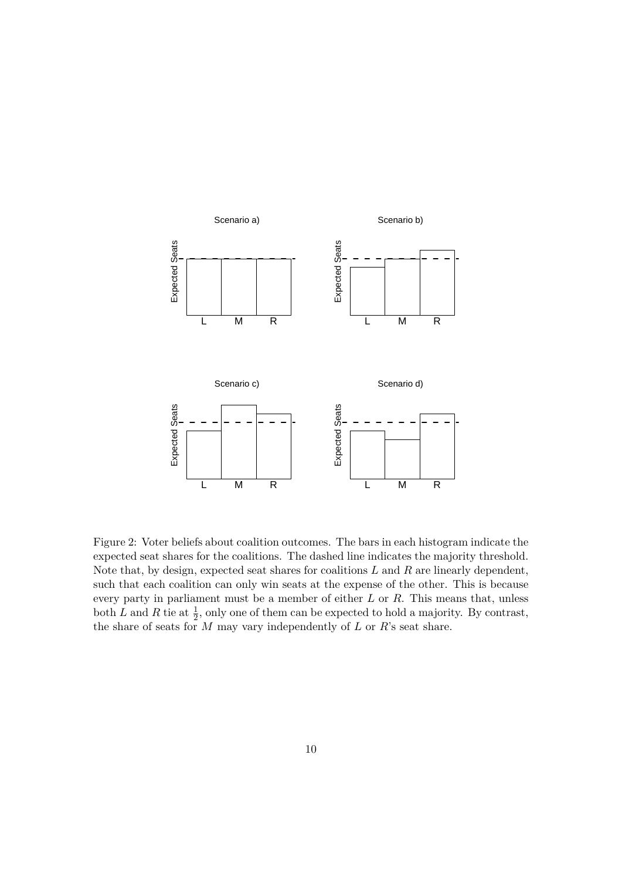Figure 2: Voter beliefs about coalition outcomes. The bars in each histogram indicate the expected seat shares for the coalitions. The dashed line indicates the majority threshold. Note that, by design, expected seat shares for coalitions $L$ and $R$ are linearly dependent, such that each coalition can only win seats at the expense of the other. This is because every party in parliament must be a member of either $L$ or $R$. This means that, unless both $L$ and $R$ tie at $\frac{1}{2}$, only one of them can be expected to hold a majority. By contrast, the share of seats for $M$ may vary independently of $L$ or $R$'s seat share.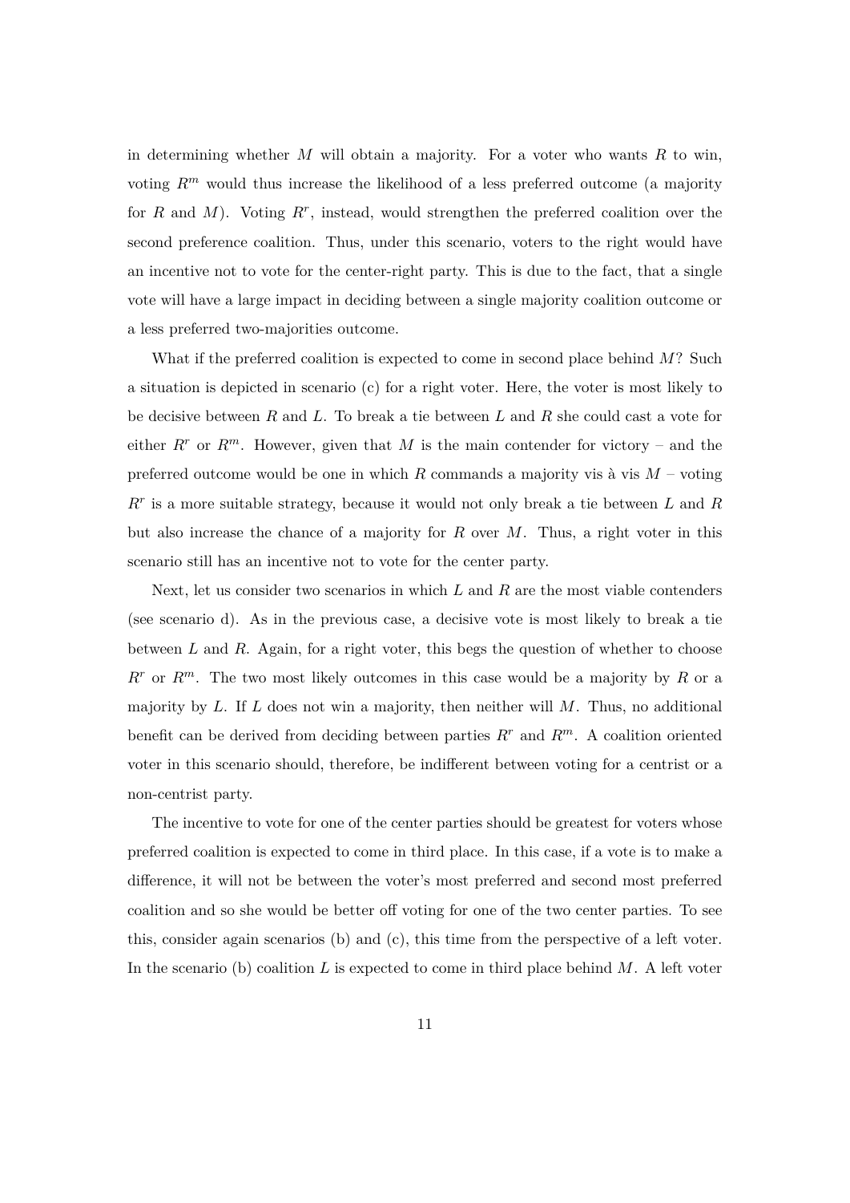in determining whether $M$ will obtain a majority. For a voter who wants $R$ to win, voting $R^m$ would thus increase the likelihood of a less preferred outcome (a majority for $R$ and $M$). Voting $R^r$, instead, would strengthen the preferred coalition over the second preference coalition. Thus, under this scenario, voters to the right would have an incentive not to vote for the center-right party. This is due to the fact, that a single vote will have a large impact in deciding between a single majority coalition outcome or a less preferred two-majorities outcome.

What if the preferred coalition is expected to come in second place behind $M$? Such a situation is depicted in scenario (c) for a right voter. Here, the voter is most likely to be decisive between $R$ and $L$. To break a tie between $L$ and $R$ she could cast a vote for either $R^r$ or $R^m$. However, given that $M$ is the main contender for victory – and the preferred outcome would be one in which $R$ commands a majority vis à vis $M$ – voting $R^r$ is a more suitable strategy, because it would not only break a tie between $L$ and $R$ but also increase the chance of a majority for $R$ over $M$. Thus, a right voter in this scenario still has an incentive not to vote for the center party.

Next, let us consider two scenarios in which $L$ and $R$ are the most viable contenders (see scenario d). As in the previous case, a decisive vote is most likely to break a tie between $L$ and $R$. Again, for a right voter, this begs the question of whether to choose $R^r$ or $R^m$. The two most likely outcomes in this case would be a majority by $R$ or a majority by $L$. If $L$ does not win a majority, then neither will $M$. Thus, no additional benefit can be derived from deciding between parties $R^r$ and $R^m$. A coalition oriented voter in this scenario should, therefore, be indifferent between voting for a centrist or a non-centrist party.

The incentive to vote for one of the center parties should be greatest for voters whose preferred coalition is expected to come in third place. In this case, if a vote is to make a difference, it will not be between the voter's most preferred and second most preferred coalition and so she would be better off voting for one of the two center parties. To see this, consider again scenarios (b) and (c), this time from the perspective of a left voter. In the scenario (b) coalition $L$ is expected to come in third place behind $M$. A left voter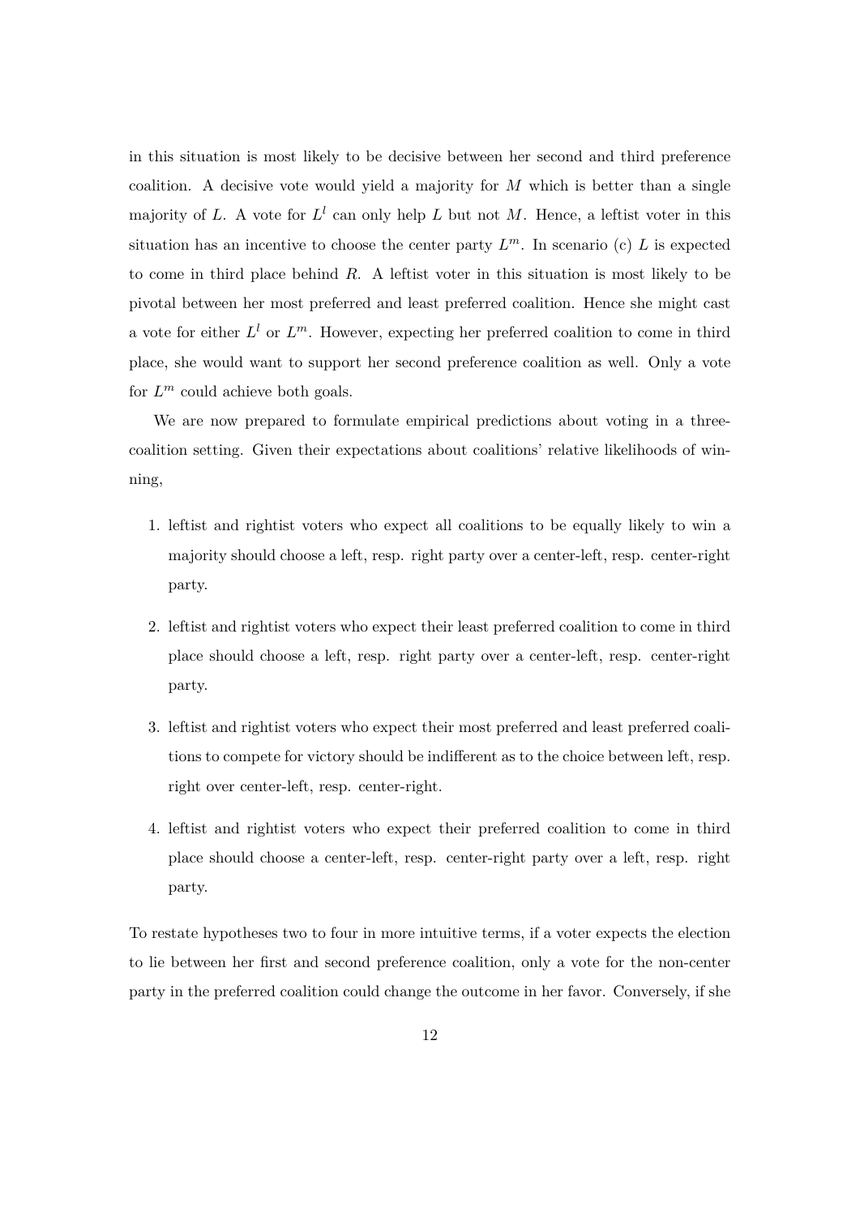in this situation is most likely to be decisive between her second and third preference coalition. A decisive vote would yield a majority for $M$ which is better than a single majority of $L$. A vote for $L^l$ can only help $L$ but not $M$. Hence, a leftist voter in this situation has an incentive to choose the center party $L^m$. In scenario (c) $L$ is expected to come in third place behind $R$. A leftist voter in this situation is most likely to be pivotal between her most preferred and least preferred coalition. Hence she might cast a vote for either $L^l$ or $L^m$. However, expecting her preferred coalition to come in third place, she would want to support her second preference coalition as well. Only a vote for $L^m$ could achieve both goals.

We are now prepared to formulate empirical predictions about voting in a three-coalition setting. Given their expectations about coalitions' relative likelihoods of winning,

1. leftist and rightist voters who expect all coalitions to be equally likely to win a majority should choose a left, resp. right party over a center-left, resp. center-right party.
2. leftist and rightist voters who expect their least preferred coalition to come in third place should choose a left, resp. right party over a center-left, resp. center-right party.
3. leftist and rightist voters who expect their most preferred and least preferred coalitions to compete for victory should be indifferent as to the choice between left, resp. right over center-left, resp. center-right.
4. leftist and rightist voters who expect their preferred coalition to come in third place should choose a center-left, resp. center-right party over a left, resp. right party.

To restate hypotheses two to four in more intuitive terms, if a voter expects the election to lie between her first and second preference coalition, only a vote for the non-center party in the preferred coalition could change the outcome in her favor. Conversely, if she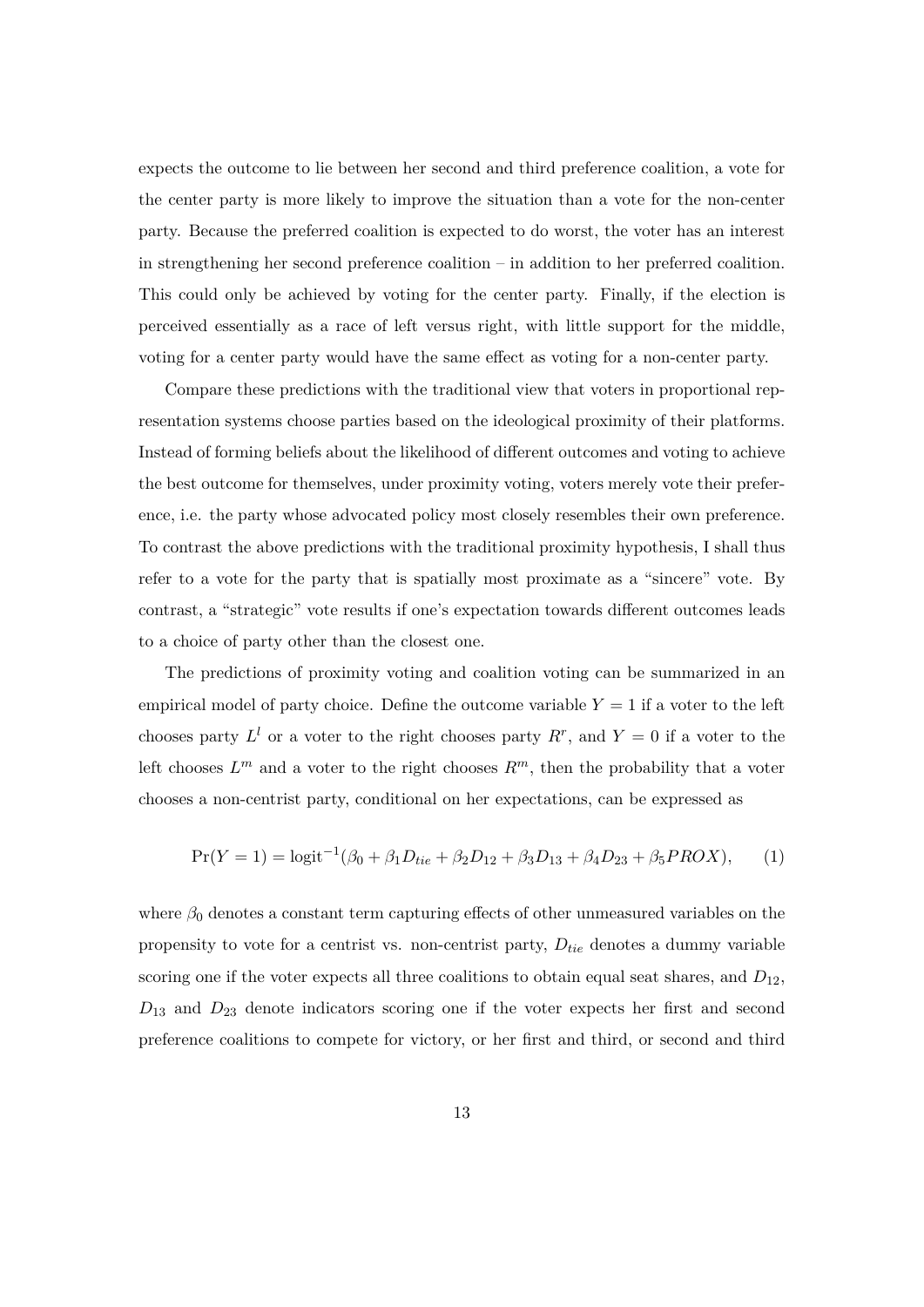expects the outcome to lie between her second and third preference coalition, a vote for the center party is more likely to improve the situation than a vote for the non-center party. Because the preferred coalition is expected to do worst, the voter has an interest in strengthening her second preference coalition – in addition to her preferred coalition. This could only be achieved by voting for the center party. Finally, if the election is perceived essentially as a race of left versus right, with little support for the middle, voting for a center party would have the same effect as voting for a non-center party.

Compare these predictions with the traditional view that voters in proportional representation systems choose parties based on the ideological proximity of their platforms. Instead of forming beliefs about the likelihood of different outcomes and voting to achieve the best outcome for themselves, under proximity voting, voters merely vote their preference, i.e. the party whose advocated policy most closely resembles their own preference. To contrast the above predictions with the traditional proximity hypothesis, I shall thus refer to a vote for the party that is spatially most proximate as a "sincere" vote. By contrast, a "strategic" vote results if one's expectation towards different outcomes leads to a choice of party other than the closest one.

The predictions of proximity voting and coalition voting can be summarized in an empirical model of party choice. Define the outcome variable $Y = 1$ if a voter to the left chooses party $L^l$ or a voter to the right chooses party $R^r$, and $Y = 0$ if a voter to the left chooses $L^m$ and a voter to the right chooses $R^m$, then the probability that a voter chooses a non-centrist party, conditional on her expectations, can be expressed as

$$\Pr(Y = 1) = \text{logit}^{-1}(\beta_0 + \beta_1 D_{tie} + \beta_2 D_{12} + \beta_3 D_{13} + \beta_4 D_{23} + \beta_5 PROX), \qquad (1)$$

where $\beta_0$ denotes a constant term capturing effects of other unmeasured variables on the propensity to vote for a centrist vs. non-centrist party, $D_{tie}$ denotes a dummy variable scoring one if the voter expects all three coalitions to obtain equal seat shares, and $D_{12}$, $D_{13}$ and $D_{23}$ denote indicators scoring one if the voter expects her first and second preference coalitions to compete for victory, or her first and third, or second and third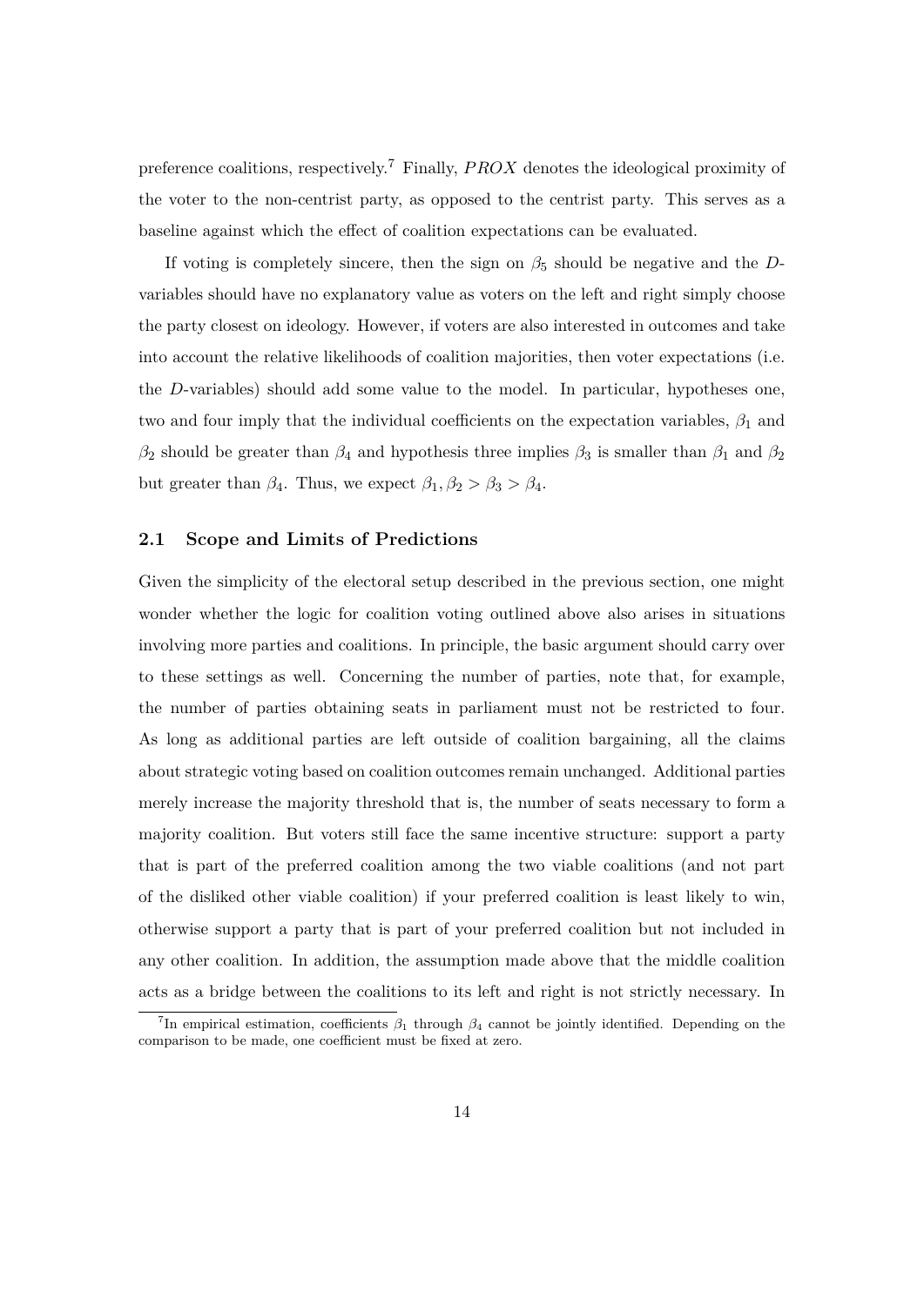preference coalitions, respectively.[7] Finally, $PROX$ denotes the ideological proximity of the voter to the non-centrist party, as opposed to the centrist party. This serves as a baseline against which the effect of coalition expectations can be evaluated.

If voting is completely sincere, then the sign on $\beta_5$ should be negative and the $D$-variables should have no explanatory value as voters on the left and right simply choose the party closest on ideology. However, if voters are also interested in outcomes and take into account the relative likelihoods of coalition majorities, then voter expectations (i.e. the $D$-variables) should add some value to the model. In particular, hypotheses one, two and four imply that the individual coefficients on the expectation variables, $\beta_1$ and $\beta_2$ should be greater than $\beta_4$ and hypothesis three implies $\beta_3$ is smaller than $\beta_1$ and $\beta_2$ but greater than $\beta_4$. Thus, we expect $\beta_1, \beta_2 > \beta_3 > \beta_4$.

### 2.1 Scope and Limits of Predictions

Given the simplicity of the electoral setup described in the previous section, one might wonder whether the logic for coalition voting outlined above also arises in situations involving more parties and coalitions. In principle, the basic argument should carry over to these settings as well. Concerning the number of parties, note that, for example, the number of parties obtaining seats in parliament must not be restricted to four. As long as additional parties are left outside of coalition bargaining, all the claims about strategic voting based on coalition outcomes remain unchanged. Additional parties merely increase the majority threshold that is, the number of seats necessary to form a majority coalition. But voters still face the same incentive structure: support a party that is part of the preferred coalition among the two viable coalitions (and not part of the disliked other viable coalition) if your preferred coalition is least likely to win, otherwise support a party that is part of your preferred coalition but not included in any other coalition. In addition, the assumption made above that the middle coalition acts as a bridge between the coalitions to its left and right is not strictly necessary. In

[7] In empirical estimation, coefficients $\beta_1$ through $\beta_4$ cannot be jointly identified. Depending on the comparison to be made, one coefficient must be fixed at zero.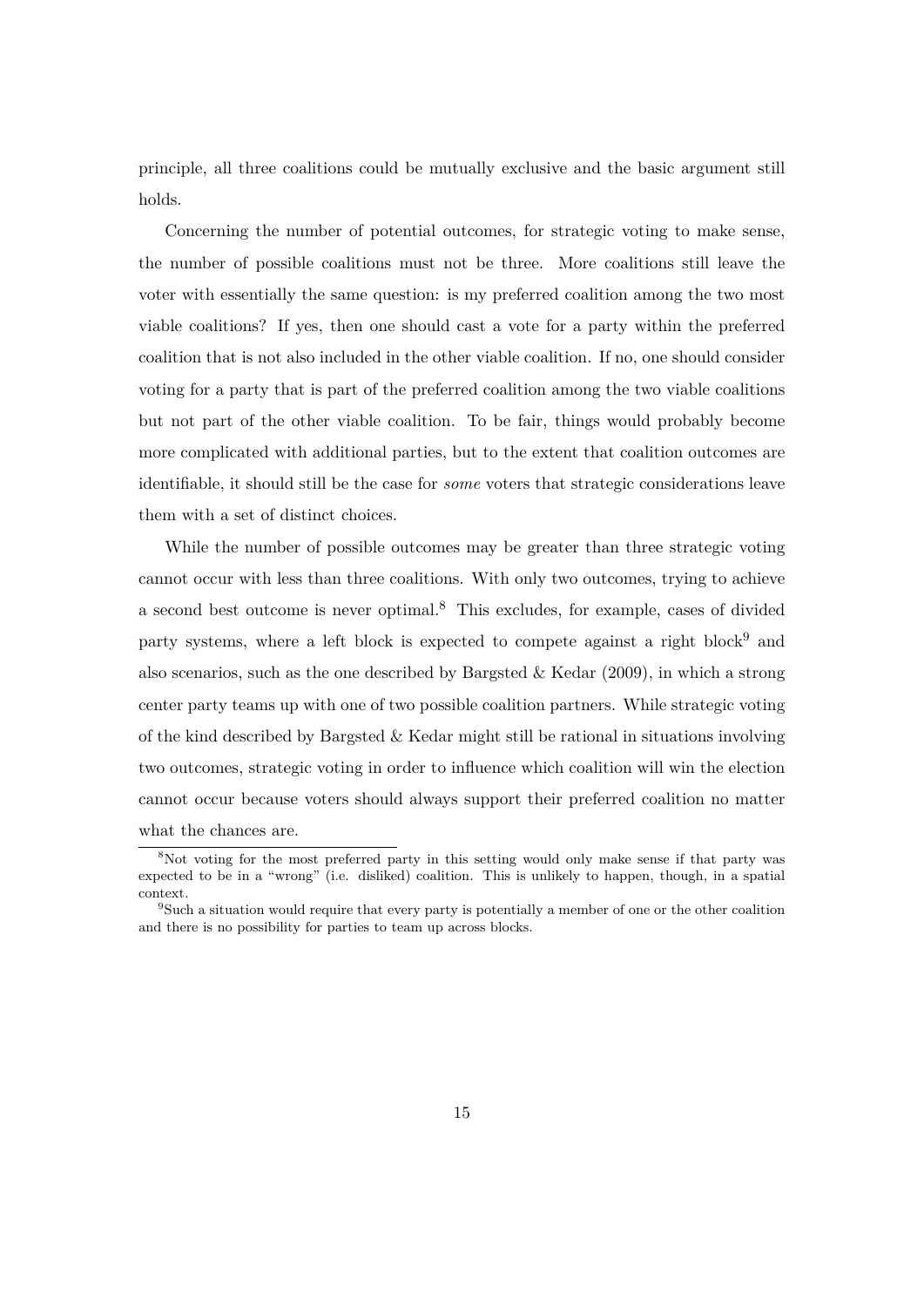principle, all three coalitions could be mutually exclusive and the basic argument still holds.

Concerning the number of potential outcomes, for strategic voting to make sense, the number of possible coalitions must not be three. More coalitions still leave the voter with essentially the same question: is my preferred coalition among the two most viable coalitions? If yes, then one should cast a vote for a party within the preferred coalition that is not also included in the other viable coalition. If no, one should consider voting for a party that is part of the preferred coalition among the two viable coalitions but not part of the other viable coalition. To be fair, things would probably become more complicated with additional parties, but to the extent that coalition outcomes are identifiable, it should still be the case for *some* voters that strategic considerations leave them with a set of distinct choices.

While the number of possible outcomes may be greater than three strategic voting cannot occur with less than three coalitions. With only two outcomes, trying to achieve a second best outcome is never optimal.[8] This excludes, for example, cases of divided party systems, where a left block is expected to compete against a right block[9] and also scenarios, such as the one described by Bargsted & Kedar (2009), in which a strong center party teams up with one of two possible coalition partners. While strategic voting of the kind described by Bargsted & Kedar might still be rational in situations involving two outcomes, strategic voting in order to influence which coalition will win the election cannot occur because voters should always support their preferred coalition no matter what the chances are.

[8] Not voting for the most preferred party in this setting would only make sense if that party was expected to be in a "wrong" (i.e. disliked) coalition. This is unlikely to happen, though, in a spatial context.

[9] Such a situation would require that every party is potentially a member of one or the other coalition and there is no possibility for parties to team up across blocks.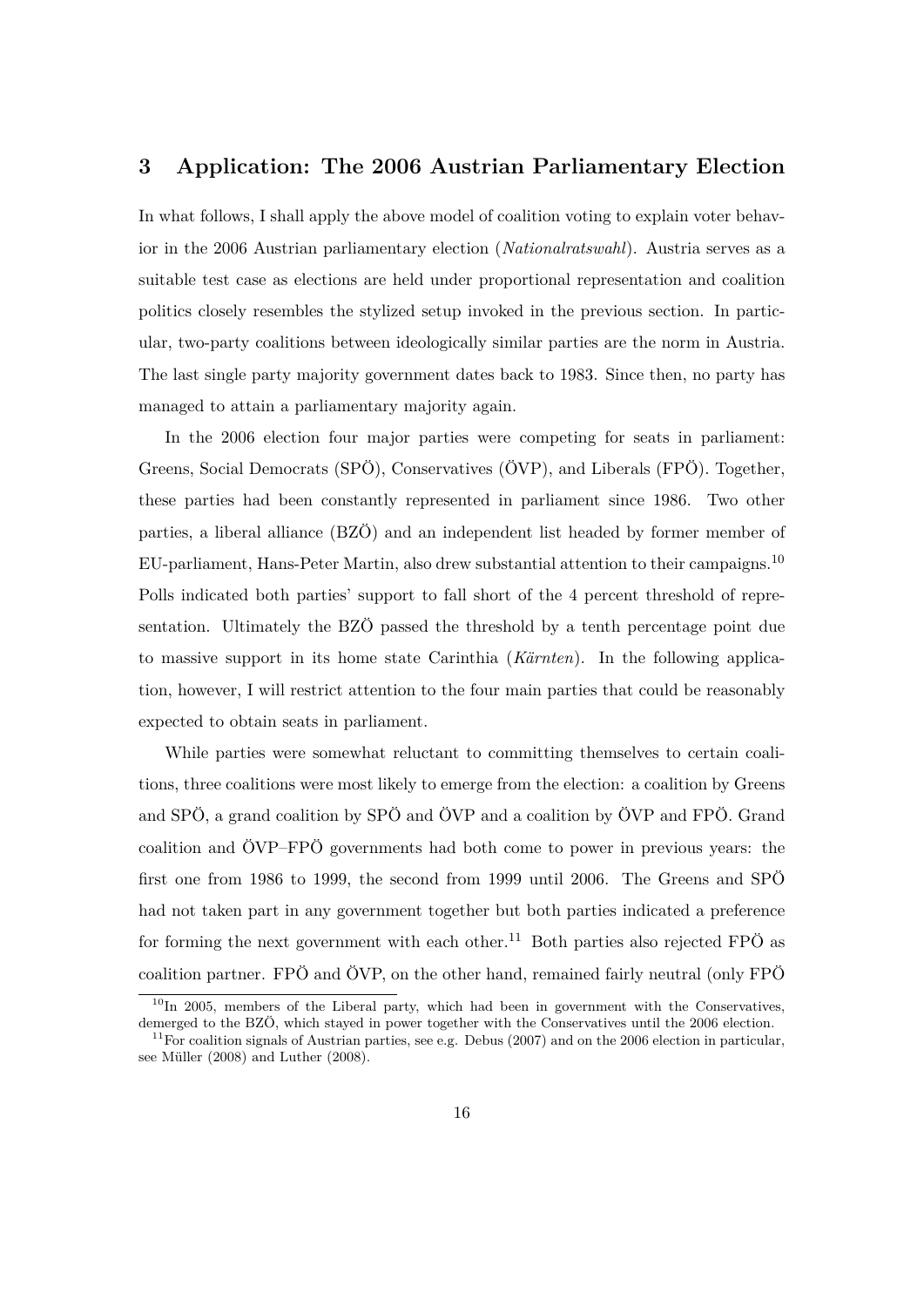## 3 Application: The 2006 Austrian Parliamentary Election

In what follows, I shall apply the above model of coalition voting to explain voter behavior in the 2006 Austrian parliamentary election (*Nationalratswahl*). Austria serves as a suitable test case as elections are held under proportional representation and coalition politics closely resembles the stylized setup invoked in the previous section. In particular, two-party coalitions between ideologically similar parties are the norm in Austria. The last single party majority government dates back to 1983. Since then, no party has managed to attain a parliamentary majority again.

In the 2006 election four major parties were competing for seats in parliament: Greens, Social Democrats (SPÖ), Conservatives (ÖVP), and Liberals (FPÖ). Together, these parties had been constantly represented in parliament since 1986. Two other parties, a liberal alliance (BZÖ) and an independent list headed by former member of EU-parliament, Hans-Peter Martin, also drew substantial attention to their campaigns.[10] Polls indicated both parties' support to fall short of the 4 percent threshold of representation. Ultimately the BZÖ passed the threshold by a tenth percentage point due to massive support in its home state Carinthia (*Kärnten*). In the following application, however, I will restrict attention to the four main parties that could be reasonably expected to obtain seats in parliament.

While parties were somewhat reluctant to committing themselves to certain coalitions, three coalitions were most likely to emerge from the election: a coalition by Greens and SPÖ, a grand coalition by SPÖ and ÖVP and a coalition by ÖVP and FPÖ. Grand coalition and ÖVP–FPÖ governments had both come to power in previous years: the first one from 1986 to 1999, the second from 1999 until 2006. The Greens and SPÖ had not taken part in any government together but both parties indicated a preference for forming the next government with each other.[11] Both parties also rejected FPÖ as coalition partner. FPÖ and ÖVP, on the other hand, remained fairly neutral (only FPÖ

[10] In 2005, members of the Liberal party, which had been in government with the Conservatives, demerged to the BZÖ, which stayed in power together with the Conservatives until the 2006 election.

[11] For coalition signals of Austrian parties, see e.g. Debus (2007) and on the 2006 election in particular, see Müller (2008) and Luther (2008).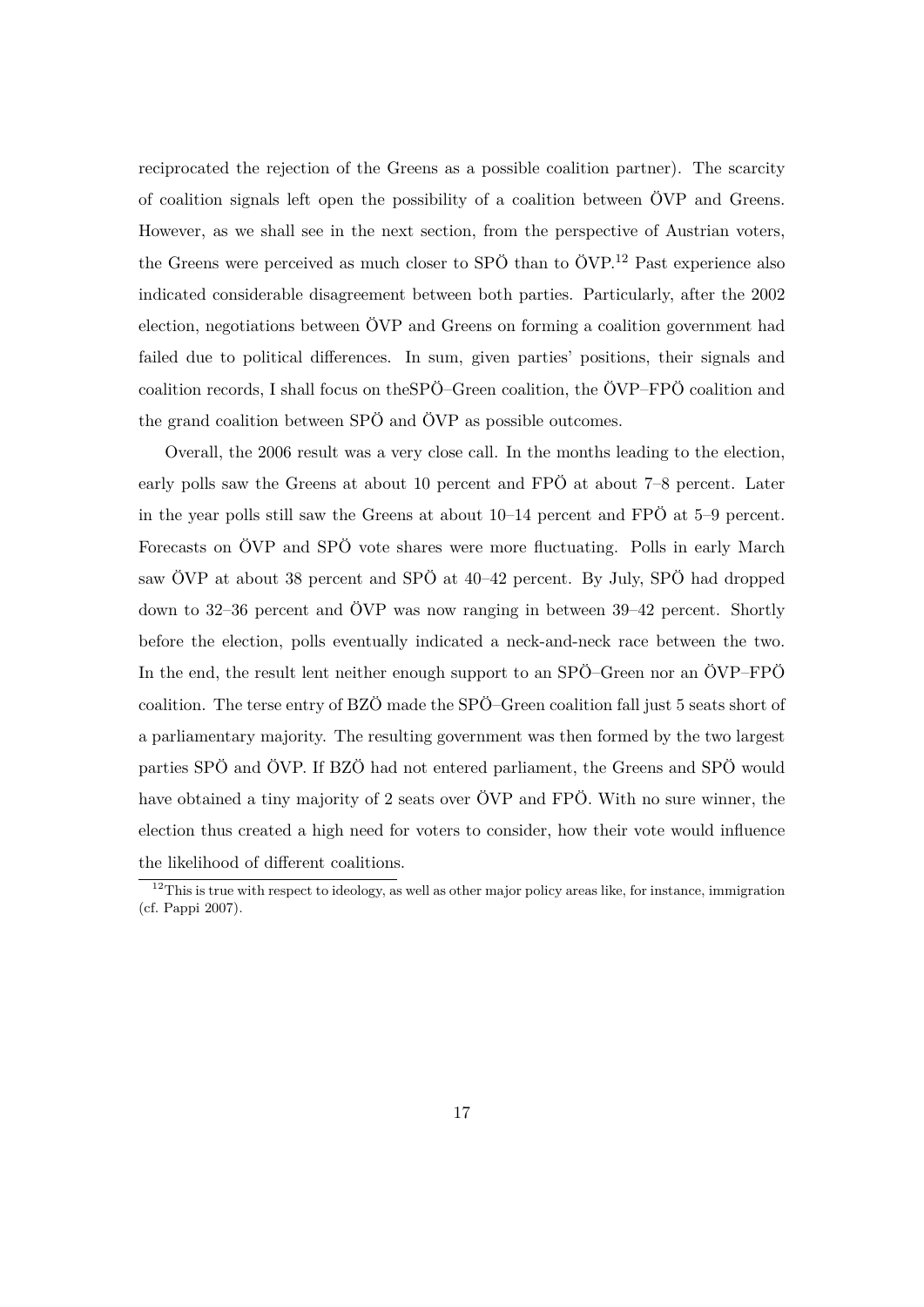reciprocated the rejection of the Greens as a possible coalition partner). The scarcity of coalition signals left open the possibility of a coalition between ÖVP and Greens. However, as we shall see in the next section, from the perspective of Austrian voters, the Greens were perceived as much closer to SPÖ than to ÖVP.[12] Past experience also indicated considerable disagreement between both parties. Particularly, after the 2002 election, negotiations between ÖVP and Greens on forming a coalition government had failed due to political differences. In sum, given parties' positions, their signals and coalition records, I shall focus on theSPÖ–Green coalition, the ÖVP–FPÖ coalition and the grand coalition between SPÖ and ÖVP as possible outcomes.

Overall, the 2006 result was a very close call. In the months leading to the election, early polls saw the Greens at about 10 percent and FPÖ at about 7–8 percent. Later in the year polls still saw the Greens at about 10–14 percent and FPÖ at 5–9 percent. Forecasts on ÖVP and SPÖ vote shares were more fluctuating. Polls in early March saw ÖVP at about 38 percent and SPÖ at 40–42 percent. By July, SPÖ had dropped down to 32–36 percent and ÖVP was now ranging in between 39–42 percent. Shortly before the election, polls eventually indicated a neck-and-neck race between the two. In the end, the result lent neither enough support to an SPÖ–Green nor an ÖVP–FPÖ coalition. The terse entry of BZÖ made the SPÖ–Green coalition fall just 5 seats short of a parliamentary majority. The resulting government was then formed by the two largest parties SPÖ and ÖVP. If BZÖ had not entered parliament, the Greens and SPÖ would have obtained a tiny majority of 2 seats over ÖVP and FPÖ. With no sure winner, the election thus created a high need for voters to consider, how their vote would influence the likelihood of different coalitions.

[12] This is true with respect to ideology, as well as other major policy areas like, for instance, immigration (cf. Pappi 2007).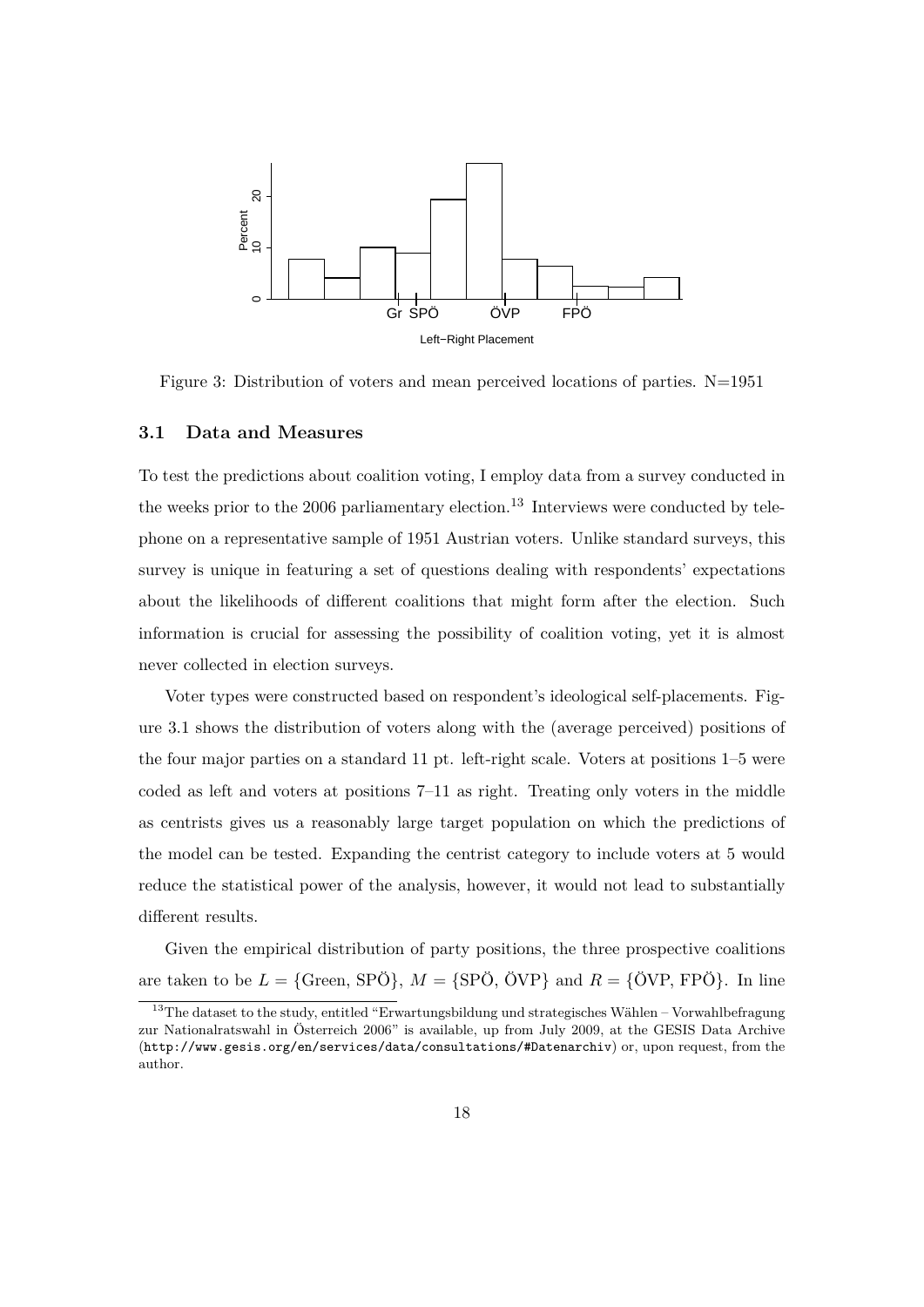Figure 3: Distribution of voters and mean perceived locations of parties. N=1951

### 3.1 Data and Measures

To test the predictions about coalition voting, I employ data from a survey conducted in the weeks prior to the 2006 parliamentary election.[13] Interviews were conducted by telephone on a representative sample of 1951 Austrian voters. Unlike standard surveys, this survey is unique in featuring a set of questions dealing with respondents' expectations about the likelihoods of different coalitions that might form after the election. Such information is crucial for assessing the possibility of coalition voting, yet it is almost never collected in election surveys.

Voter types were constructed based on respondent's ideological self-placements. Figure 3.1 shows the distribution of voters along with the (average perceived) positions of the four major parties on a standard 11 pt. left-right scale. Voters at positions 1–5 were coded as left and voters at positions 7–11 as right. Treating only voters in the middle as centrists gives us a reasonably large target population on which the predictions of the model can be tested. Expanding the centrist category to include voters at 5 would reduce the statistical power of the analysis, however, it would not lead to substantially different results.

Given the empirical distribution of party positions, the three prospective coalitions are taken to be $L = \{\text{Green, SPÖ}\}$, $M = \{\text{SPÖ, ÖVP}\}$ and $R = \{\text{ÖVP, FPÖ}\}$. In line

[13] The dataset to the study, entitled "Erwartungsbildung und strategisches Wählen – Vorwahlbefragung zur Nationalratswahl in Österreich 2006" is available, up from July 2009, at the GESIS Data Archive (`http://www.gesis.org/en/services/data/consultations/#Datenarchiv`) or, upon request, from the author.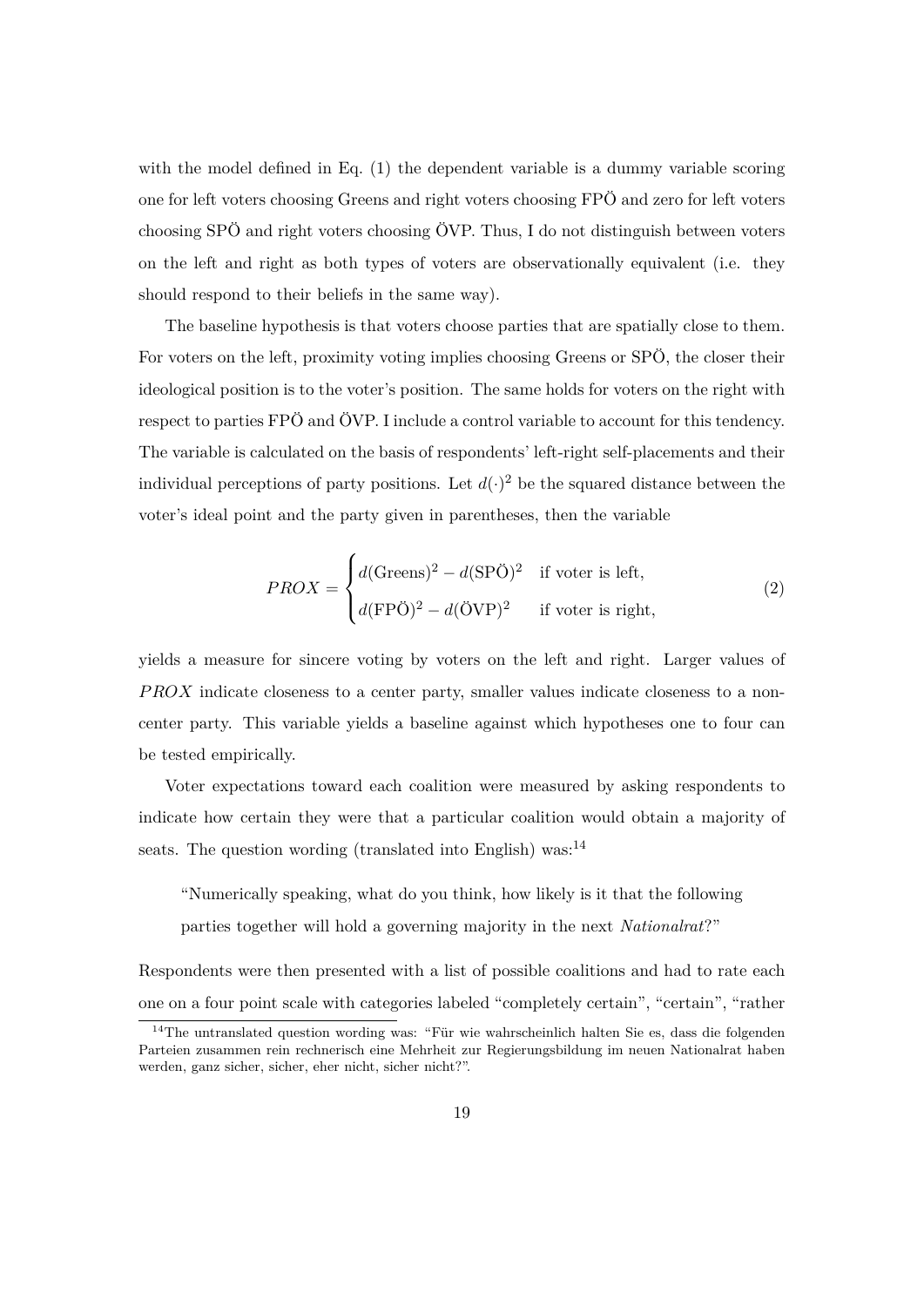with the model defined in Eq. (1) the dependent variable is a dummy variable scoring one for left voters choosing Greens and right voters choosing FPÖ and zero for left voters choosing SPÖ and right voters choosing ÖVP. Thus, I do not distinguish between voters on the left and right as both types of voters are observationally equivalent (i.e. they should respond to their beliefs in the same way).

The baseline hypothesis is that voters choose parties that are spatially close to them. For voters on the left, proximity voting implies choosing Greens or SPÖ, the closer their ideological position is to the voter's position. The same holds for voters on the right with respect to parties FPÖ and ÖVP. I include a control variable to account for this tendency. The variable is calculated on the basis of respondents' left-right self-placements and their individual perceptions of party positions. Let $d(\cdot)^2$ be the squared distance between the voter's ideal point and the party given in parentheses, then the variable

$$PROX = \begin{cases} d(\text{Greens})^2 - d(\text{SPÖ})^2 & \text{if voter is left,} \\ d(\text{FPÖ})^2 - d(\text{ÖVP})^2 & \text{if voter is right,} \end{cases} \tag{2}$$

yields a measure for sincere voting by voters on the left and right. Larger values of $PROX$ indicate closeness to a center party, smaller values indicate closeness to a non-center party. This variable yields a baseline against which hypotheses one to four can be tested empirically.

Voter expectations toward each coalition were measured by asking respondents to indicate how certain they were that a particular coalition would obtain a majority of seats. The question wording (translated into English) was:[14]

> "Numerically speaking, what do you think, how likely is it that the following parties together will hold a governing majority in the next *Nationalrat*?"

Respondents were then presented with a list of possible coalitions and had to rate each one on a four point scale with categories labeled "completely certain", "certain", "rather

[14] The untranslated question wording was: "Für wie wahrscheinlich halten Sie es, dass die folgenden Parteien zusammen rein rechnerisch eine Mehrheit zur Regierungsbildung im neuen Nationalrat haben werden, ganz sicher, sicher, eher nicht, sicher nicht?".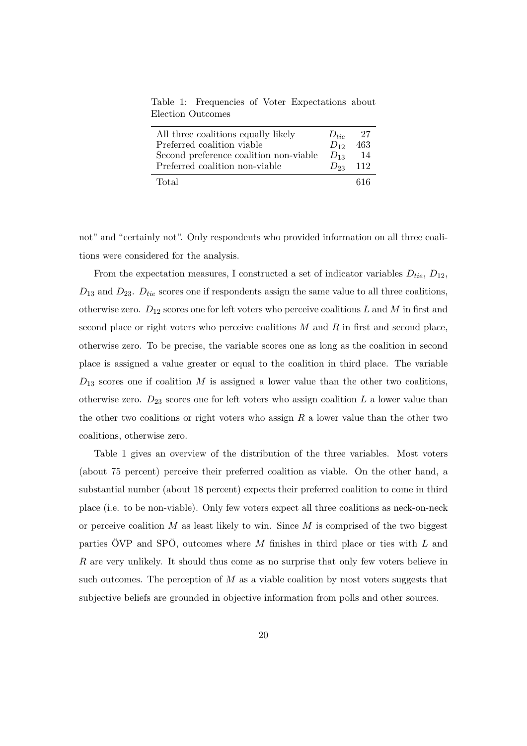Table 1: Frequencies of Voter Expectations about Election Outcomes

| | | |
|---|---|---|
| All three coalitions equally likely | $D_{tie}$ | 27 |
| Preferred coalition viable | $D_{12}$ | 463 |
| Second preference coalition non-viable | $D_{13}$ | 14 |
| Preferred coalition non-viable | $D_{23}$ | 112 |
| Total | | 616 |

not" and "certainly not". Only respondents who provided information on all three coalitions were considered for the analysis.

From the expectation measures, I constructed a set of indicator variables $D_{tie}$, $D_{12}$, $D_{13}$ and $D_{23}$. $D_{tie}$ scores one if respondents assign the same value to all three coalitions, otherwise zero. $D_{12}$ scores one for left voters who perceive coalitions $L$ and $M$ in first and second place or right voters who perceive coalitions $M$ and $R$ in first and second place, otherwise zero. To be precise, the variable scores one as long as the coalition in second place is assigned a value greater or equal to the coalition in third place. The variable $D_{13}$ scores one if coalition $M$ is assigned a lower value than the other two coalitions, otherwise zero. $D_{23}$ scores one for left voters who assign coalition $L$ a lower value than the other two coalitions or right voters who assign $R$ a lower value than the other two coalitions, otherwise zero.

Table 1 gives an overview of the distribution of the three variables. Most voters (about 75 percent) perceive their preferred coalition as viable. On the other hand, a substantial number (about 18 percent) expects their preferred coalition to come in third place (i.e. to be non-viable). Only few voters expect all three coalitions as neck-on-neck or perceive coalition $M$ as least likely to win. Since $M$ is comprised of the two biggest parties ÖVP and SPÖ, outcomes where $M$ finishes in third place or ties with $L$ and $R$ are very unlikely. It should thus come as no surprise that only few voters believe in such outcomes. The perception of $M$ as a viable coalition by most voters suggests that subjective beliefs are grounded in objective information from polls and other sources.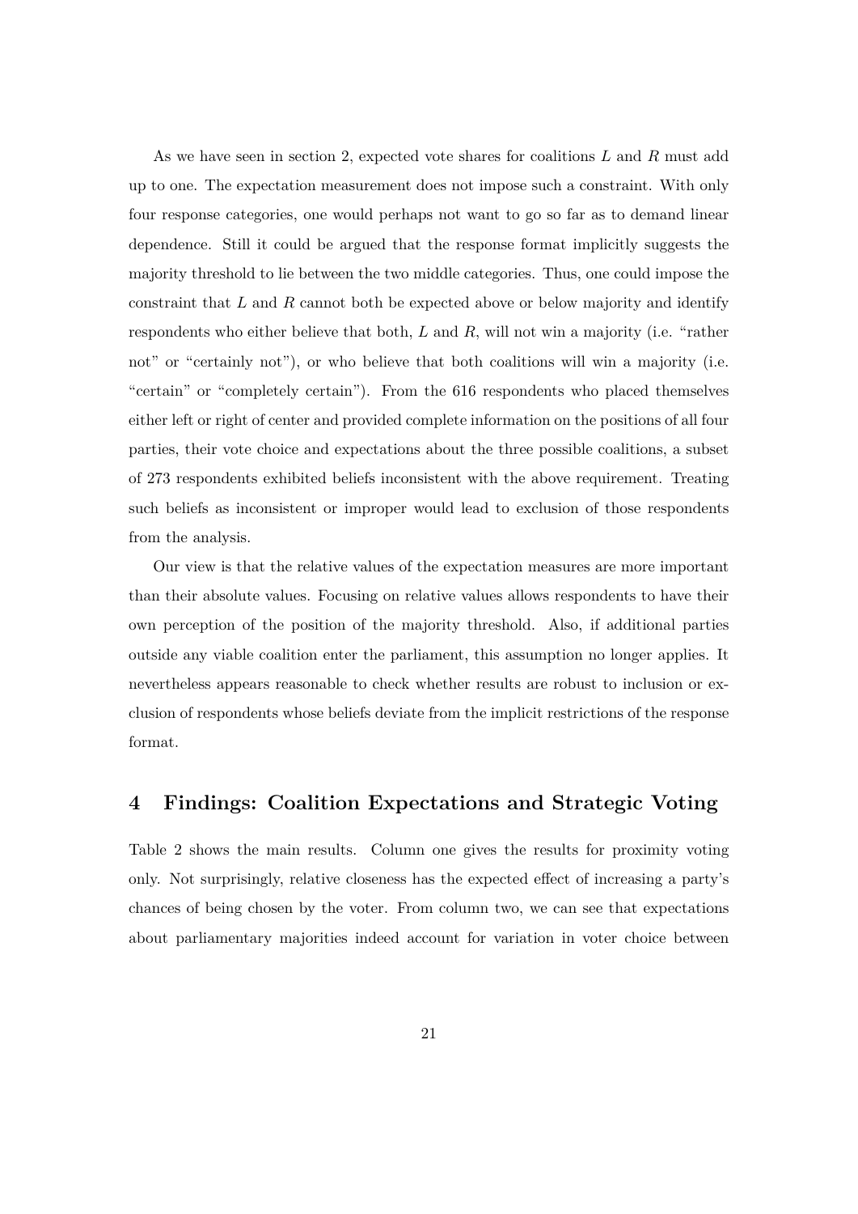As we have seen in section 2, expected vote shares for coalitions $L$ and $R$ must add up to one. The expectation measurement does not impose such a constraint. With only four response categories, one would perhaps not want to go so far as to demand linear dependence. Still it could be argued that the response format implicitly suggests the majority threshold to lie between the two middle categories. Thus, one could impose the constraint that $L$ and $R$ cannot both be expected above or below majority and identify respondents who either believe that both, $L$ and $R$, will not win a majority (i.e. "rather not" or "certainly not"), or who believe that both coalitions will win a majority (i.e. "certain" or "completely certain"). From the 616 respondents who placed themselves either left or right of center and provided complete information on the positions of all four parties, their vote choice and expectations about the three possible coalitions, a subset of 273 respondents exhibited beliefs inconsistent with the above requirement. Treating such beliefs as inconsistent or improper would lead to exclusion of those respondents from the analysis.

Our view is that the relative values of the expectation measures are more important than their absolute values. Focusing on relative values allows respondents to have their own perception of the position of the majority threshold. Also, if additional parties outside any viable coalition enter the parliament, this assumption no longer applies. It nevertheless appears reasonable to check whether results are robust to inclusion or exclusion of respondents whose beliefs deviate from the implicit restrictions of the response format.

## 4 Findings: Coalition Expectations and Strategic Voting

Table 2 shows the main results. Column one gives the results for proximity voting only. Not surprisingly, relative closeness has the expected effect of increasing a party's chances of being chosen by the voter. From column two, we can see that expectations about parliamentary majorities indeed account for variation in voter choice between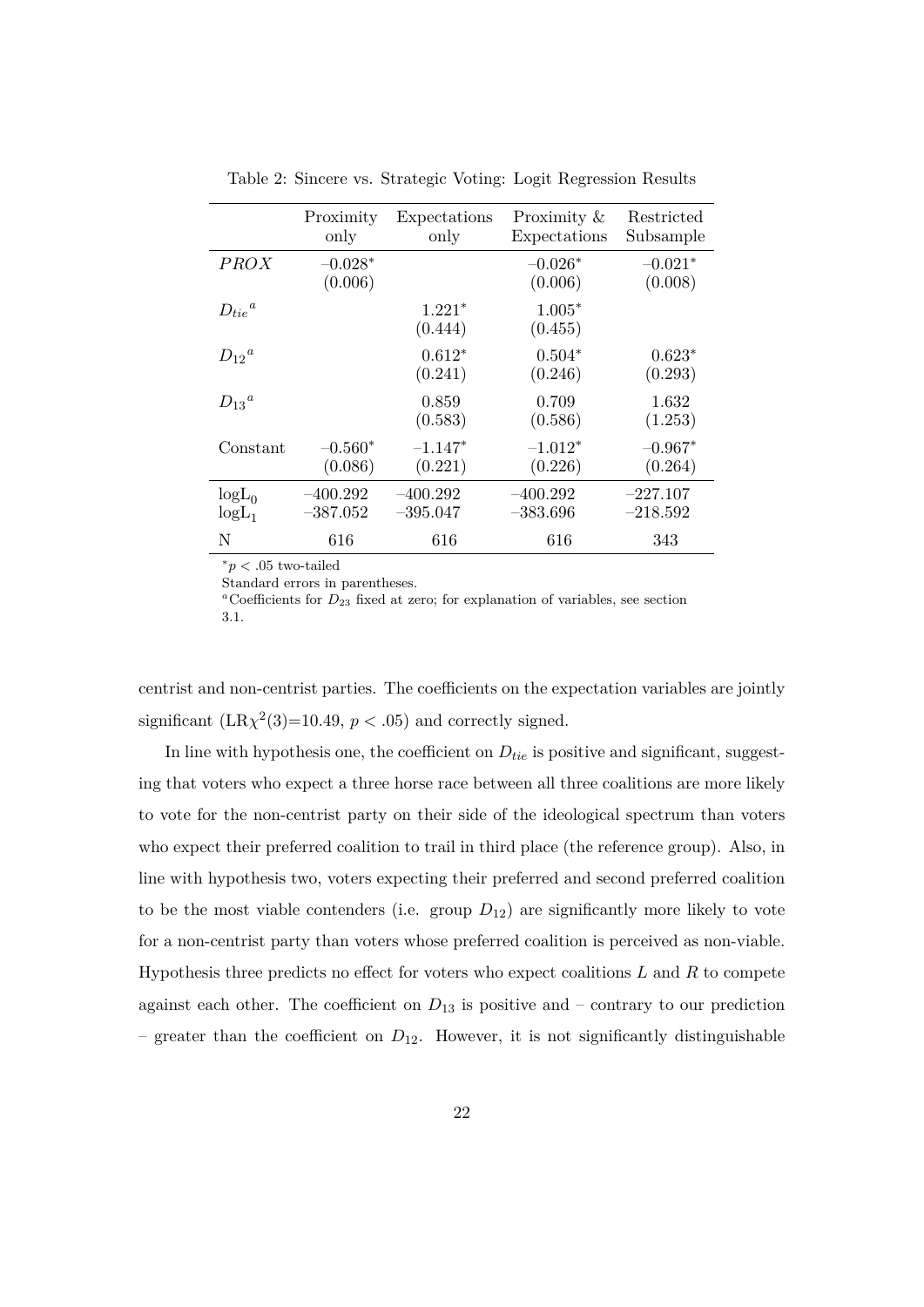Table 2: Sincere vs. Strategic Voting: Logit Regression Results

| | Proximity only | Expectations only | Proximity & Expectations | Restricted Subsample |
|---|---|---|---|---|
| $PROX$ | –0.028* | | –0.026* | –0.021* |
| | (0.006) | | (0.006) | (0.008) |
| ${D_{tie}}^{a}$ | | 1.221* | 1.005* | |
| | | (0.444) | (0.455) | |
| ${D_{12}}^{a}$ | | 0.612* | 0.504* | 0.623* |
| | | (0.241) | (0.246) | (0.293) |
| ${D_{13}}^{a}$ | | 0.859 | 0.709 | 1.632 |
| | | (0.583) | (0.586) | (1.253) |
| Constant | –0.560* | –1.147* | –1.012* | –0.967* |
| | (0.086) | (0.221) | (0.226) | (0.264) |
| $\log L_0$ | –400.292 | –400.292 | –400.292 | –227.107 |
| $\log L_1$ | –387.052 | –395.047 | –383.696 | –218.592 |
| N | 616 | 616 | 616 | 343 |

*$p < .05$ two-tailed

Standard errors in parentheses.

[a]Coefficients for $D_{23}$ fixed at zero; for explanation of variables, see section 3.1.

centrist and non-centrist parties. The coefficients on the expectation variables are jointly significant (LR$\chi^2(3)$=10.49, $p < .05$) and correctly signed.

In line with hypothesis one, the coefficient on $D_{tie}$ is positive and significant, suggesting that voters who expect a three horse race between all three coalitions are more likely to vote for the non-centrist party on their side of the ideological spectrum than voters who expect their preferred coalition to trail in third place (the reference group). Also, in line with hypothesis two, voters expecting their preferred and second preferred coalition to be the most viable contenders (i.e. group $D_{12}$) are significantly more likely to vote for a non-centrist party than voters whose preferred coalition is perceived as non-viable. Hypothesis three predicts no effect for voters who expect coalitions $L$ and $R$ to compete against each other. The coefficient on $D_{13}$ is positive and – contrary to our prediction – greater than the coefficient on $D_{12}$. However, it is not significantly distinguishable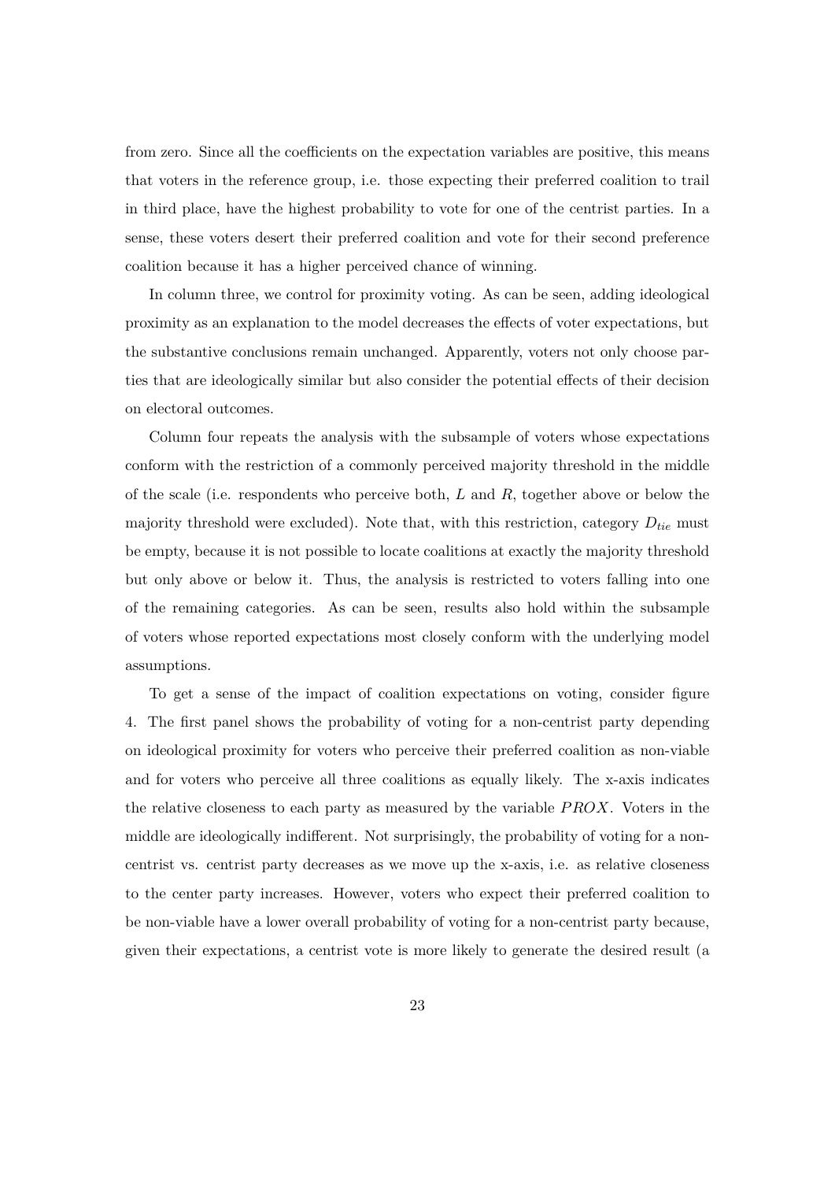from zero. Since all the coefficients on the expectation variables are positive, this means that voters in the reference group, i.e. those expecting their preferred coalition to trail in third place, have the highest probability to vote for one of the centrist parties. In a sense, these voters desert their preferred coalition and vote for their second preference coalition because it has a higher perceived chance of winning.

In column three, we control for proximity voting. As can be seen, adding ideological proximity as an explanation to the model decreases the effects of voter expectations, but the substantive conclusions remain unchanged. Apparently, voters not only choose parties that are ideologically similar but also consider the potential effects of their decision on electoral outcomes.

Column four repeats the analysis with the subsample of voters whose expectations conform with the restriction of a commonly perceived majority threshold in the middle of the scale (i.e. respondents who perceive both, $L$ and $R$, together above or below the majority threshold were excluded). Note that, with this restriction, category $D_{tie}$ must be empty, because it is not possible to locate coalitions at exactly the majority threshold but only above or below it. Thus, the analysis is restricted to voters falling into one of the remaining categories. As can be seen, results also hold within the subsample of voters whose reported expectations most closely conform with the underlying model assumptions.

To get a sense of the impact of coalition expectations on voting, consider figure 4. The first panel shows the probability of voting for a non-centrist party depending on ideological proximity for voters who perceive their preferred coalition as non-viable and for voters who perceive all three coalitions as equally likely. The x-axis indicates the relative closeness to each party as measured by the variable $PROX$. Voters in the middle are ideologically indifferent. Not surprisingly, the probability of voting for a non-centrist vs. centrist party decreases as we move up the x-axis, i.e. as relative closeness to the center party increases. However, voters who expect their preferred coalition to be non-viable have a lower overall probability of voting for a non-centrist party because, given their expectations, a centrist vote is more likely to generate the desired result (a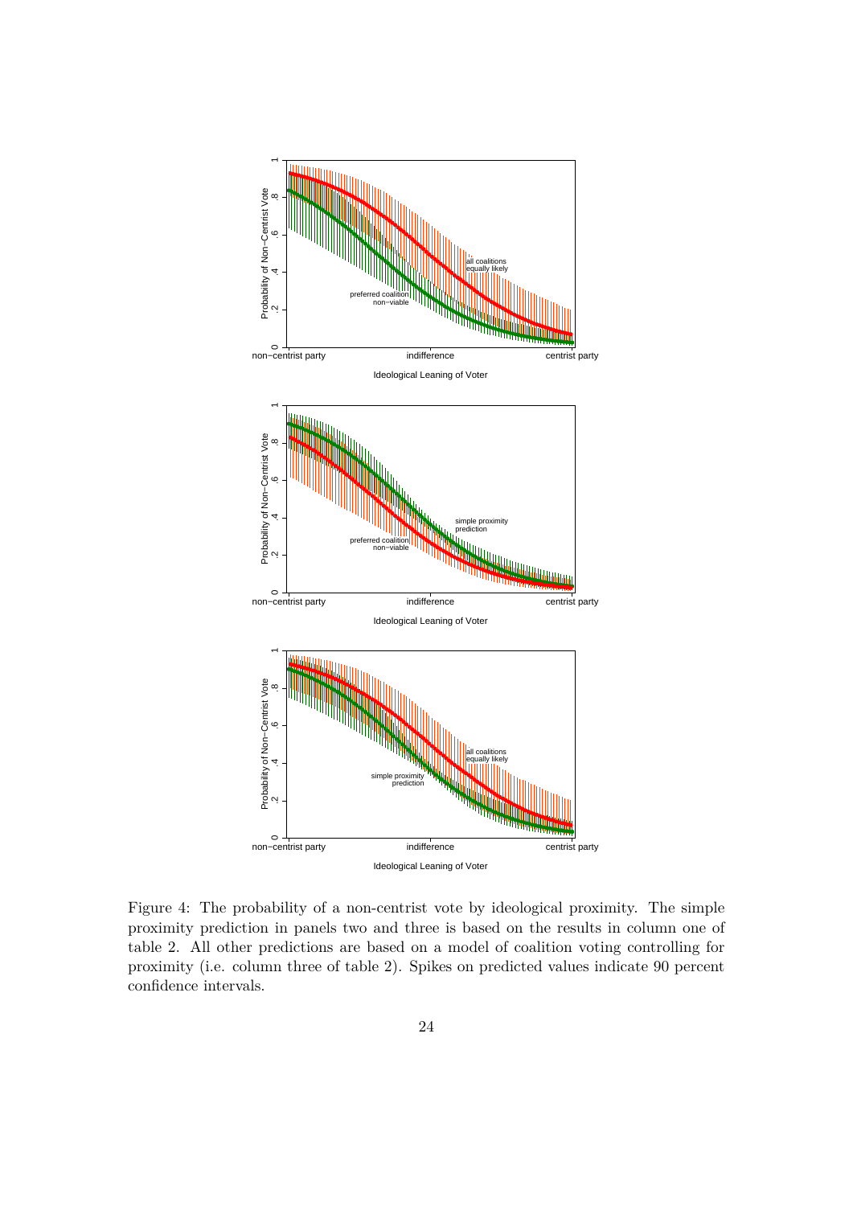Figure 4: The probability of a non-centrist vote by ideological proximity. The simple proximity prediction in panels two and three is based on the results in column one of table 2. All other predictions are based on a model of coalition voting controlling for proximity (i.e. column three of table 2). Spikes on predicted values indicate 90 percent confidence intervals.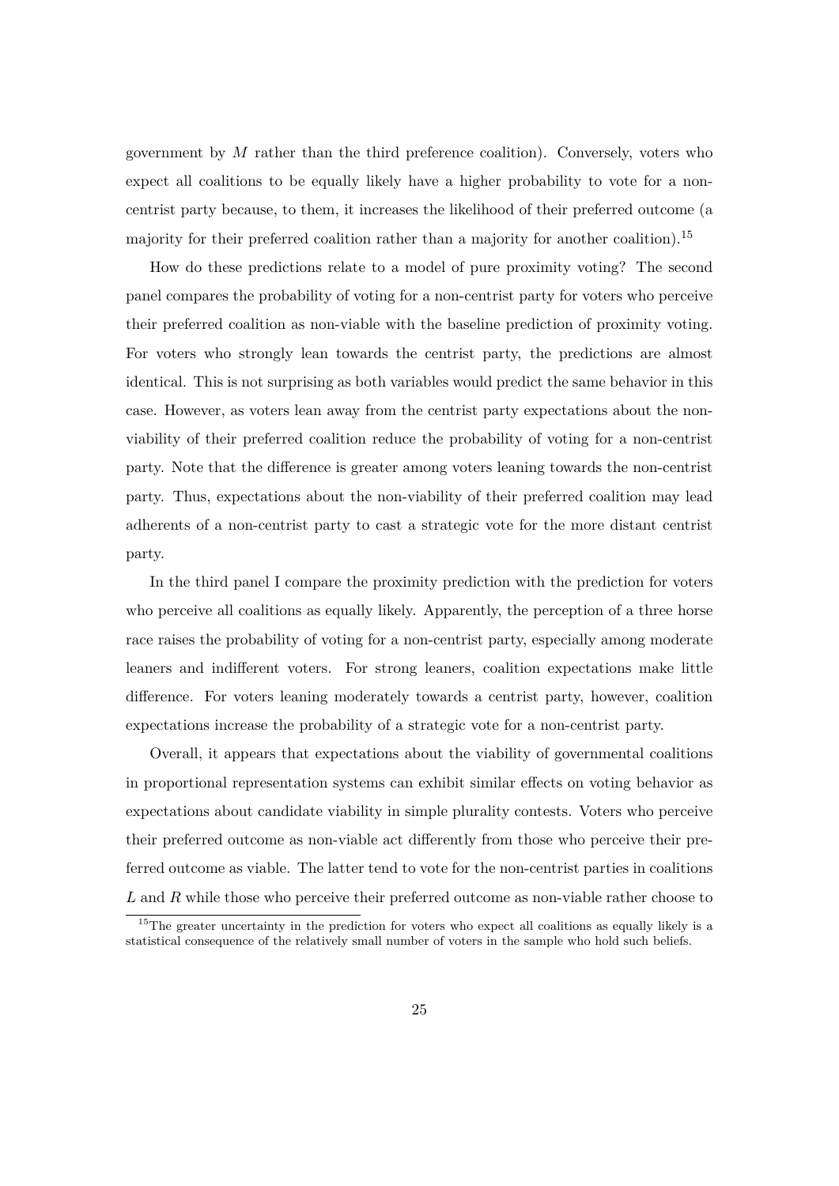government by $M$ rather than the third preference coalition). Conversely, voters who expect all coalitions to be equally likely have a higher probability to vote for a non-centrist party because, to them, it increases the likelihood of their preferred outcome (a majority for their preferred coalition rather than a majority for another coalition).[15]

How do these predictions relate to a model of pure proximity voting? The second panel compares the probability of voting for a non-centrist party for voters who perceive their preferred coalition as non-viable with the baseline prediction of proximity voting. For voters who strongly lean towards the centrist party, the predictions are almost identical. This is not surprising as both variables would predict the same behavior in this case. However, as voters lean away from the centrist party expectations about the non-viability of their preferred coalition reduce the probability of voting for a non-centrist party. Note that the difference is greater among voters leaning towards the non-centrist party. Thus, expectations about the non-viability of their preferred coalition may lead adherents of a non-centrist party to cast a strategic vote for the more distant centrist party.

In the third panel I compare the proximity prediction with the prediction for voters who perceive all coalitions as equally likely. Apparently, the perception of a three horse race raises the probability of voting for a non-centrist party, especially among moderate leaners and indifferent voters. For strong leaners, coalition expectations make little difference. For voters leaning moderately towards a centrist party, however, coalition expectations increase the probability of a strategic vote for a non-centrist party.

Overall, it appears that expectations about the viability of governmental coalitions in proportional representation systems can exhibit similar effects on voting behavior as expectations about candidate viability in simple plurality contests. Voters who perceive their preferred outcome as non-viable act differently from those who perceive their preferred outcome as viable. The latter tend to vote for the non-centrist parties in coalitions $L$ and $R$ while those who perceive their preferred outcome as non-viable rather choose to

[15]The greater uncertainty in the prediction for voters who expect all coalitions as equally likely is a statistical consequence of the relatively small number of voters in the sample who hold such beliefs.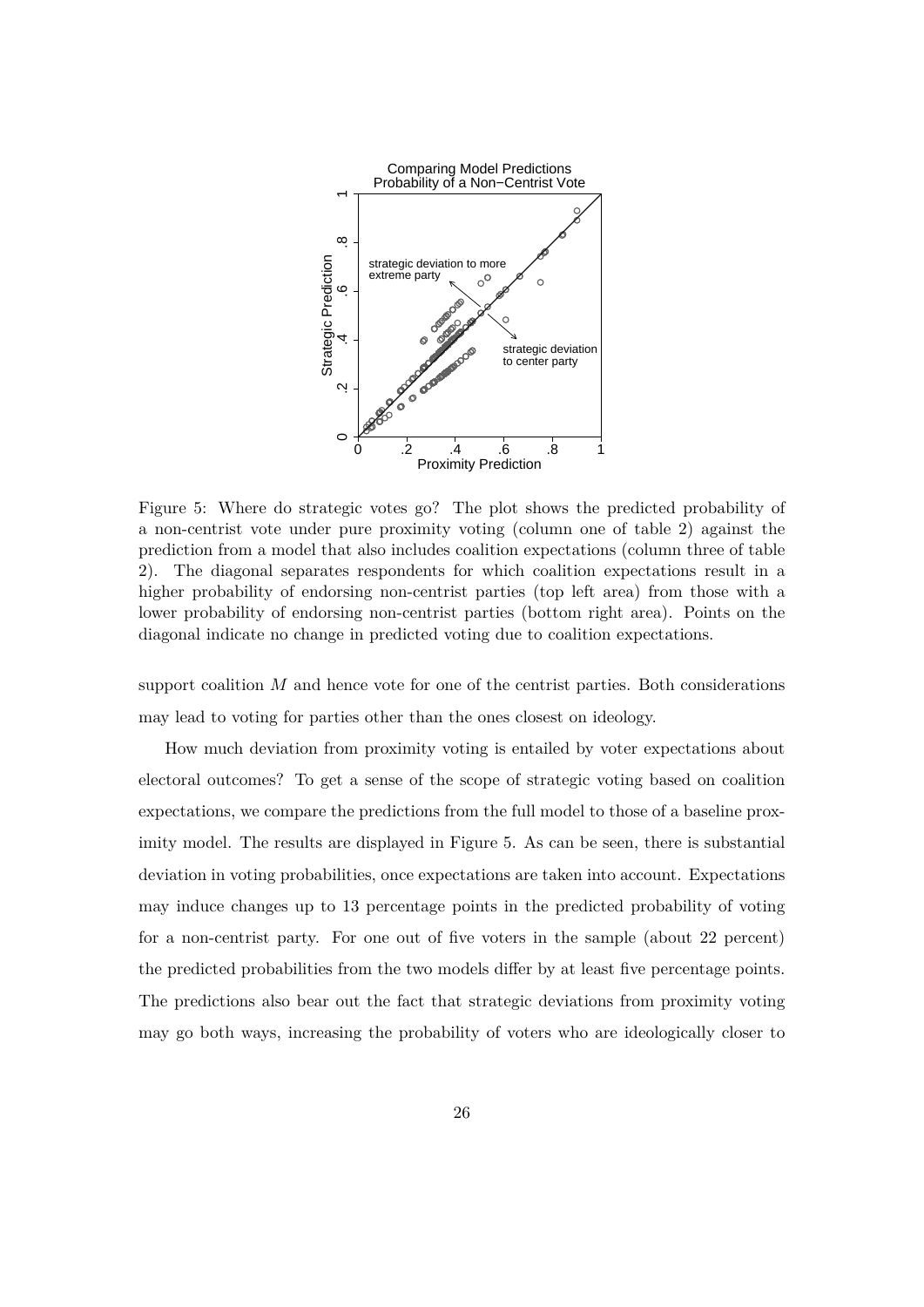Figure 5: Where do strategic votes go? The plot shows the predicted probability of a non-centrist vote under pure proximity voting (column one of table 2) against the prediction from a model that also includes coalition expectations (column three of table 2). The diagonal separates respondents for which coalition expectations result in a higher probability of endorsing non-centrist parties (top left area) from those with a lower probability of endorsing non-centrist parties (bottom right area). Points on the diagonal indicate no change in predicted voting due to coalition expectations.

support coalition $M$ and hence vote for one of the centrist parties. Both considerations may lead to voting for parties other than the ones closest on ideology.

How much deviation from proximity voting is entailed by voter expectations about electoral outcomes? To get a sense of the scope of strategic voting based on coalition expectations, we compare the predictions from the full model to those of a baseline proximity model. The results are displayed in Figure 5. As can be seen, there is substantial deviation in voting probabilities, once expectations are taken into account. Expectations may induce changes up to 13 percentage points in the predicted probability of voting for a non-centrist party. For one out of five voters in the sample (about 22 percent) the predicted probabilities from the two models differ by at least five percentage points. The predictions also bear out the fact that strategic deviations from proximity voting may go both ways, increasing the probability of voters who are ideologically closer to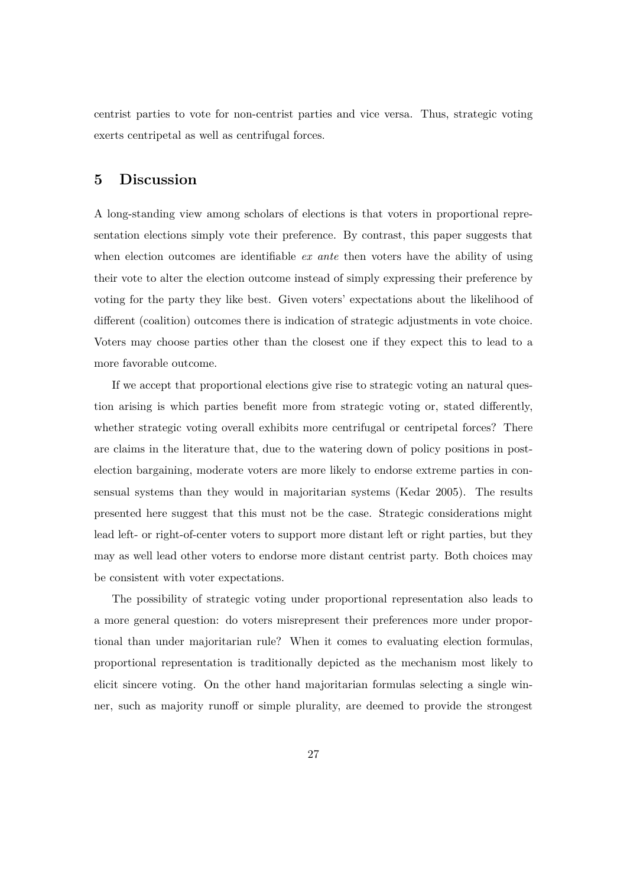centrist parties to vote for non-centrist parties and vice versa. Thus, strategic voting exerts centripetal as well as centrifugal forces.

## 5 Discussion

A long-standing view among scholars of elections is that voters in proportional representation elections simply vote their preference. By contrast, this paper suggests that when election outcomes are identifiable *ex ante* then voters have the ability of using their vote to alter the election outcome instead of simply expressing their preference by voting for the party they like best. Given voters' expectations about the likelihood of different (coalition) outcomes there is indication of strategic adjustments in vote choice. Voters may choose parties other than the closest one if they expect this to lead to a more favorable outcome.

If we accept that proportional elections give rise to strategic voting an natural question arising is which parties benefit more from strategic voting or, stated differently, whether strategic voting overall exhibits more centrifugal or centripetal forces? There are claims in the literature that, due to the watering down of policy positions in post-election bargaining, moderate voters are more likely to endorse extreme parties in consensual systems than they would in majoritarian systems (Kedar 2005). The results presented here suggest that this must not be the case. Strategic considerations might lead left- or right-of-center voters to support more distant left or right parties, but they may as well lead other voters to endorse more distant centrist party. Both choices may be consistent with voter expectations.

The possibility of strategic voting under proportional representation also leads to a more general question: do voters misrepresent their preferences more under proportional than under majoritarian rule? When it comes to evaluating election formulas, proportional representation is traditionally depicted as the mechanism most likely to elicit sincere voting. On the other hand majoritarian formulas selecting a single winner, such as majority runoff or simple plurality, are deemed to provide the strongest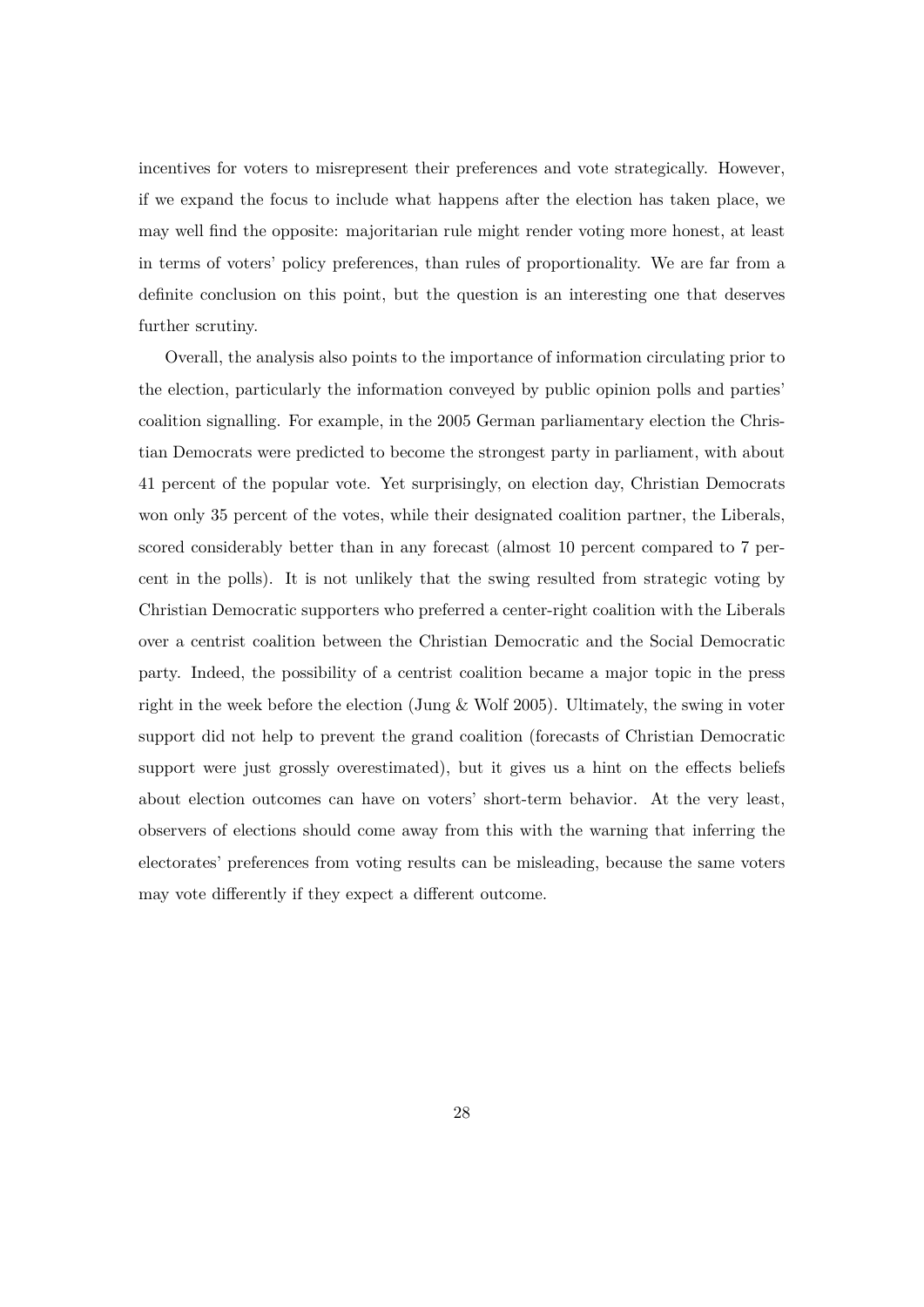incentives for voters to misrepresent their preferences and vote strategically. However, if we expand the focus to include what happens after the election has taken place, we may well find the opposite: majoritarian rule might render voting more honest, at least in terms of voters' policy preferences, than rules of proportionality. We are far from a definite conclusion on this point, but the question is an interesting one that deserves further scrutiny.

Overall, the analysis also points to the importance of information circulating prior to the election, particularly the information conveyed by public opinion polls and parties' coalition signalling. For example, in the 2005 German parliamentary election the Christian Democrats were predicted to become the strongest party in parliament, with about 41 percent of the popular vote. Yet surprisingly, on election day, Christian Democrats won only 35 percent of the votes, while their designated coalition partner, the Liberals, scored considerably better than in any forecast (almost 10 percent compared to 7 percent in the polls). It is not unlikely that the swing resulted from strategic voting by Christian Democratic supporters who preferred a center-right coalition with the Liberals over a centrist coalition between the Christian Democratic and the Social Democratic party. Indeed, the possibility of a centrist coalition became a major topic in the press right in the week before the election (Jung & Wolf 2005). Ultimately, the swing in voter support did not help to prevent the grand coalition (forecasts of Christian Democratic support were just grossly overestimated), but it gives us a hint on the effects beliefs about election outcomes can have on voters' short-term behavior. At the very least, observers of elections should come away from this with the warning that inferring the electorates' preferences from voting results can be misleading, because the same voters may vote differently if they expect a different outcome.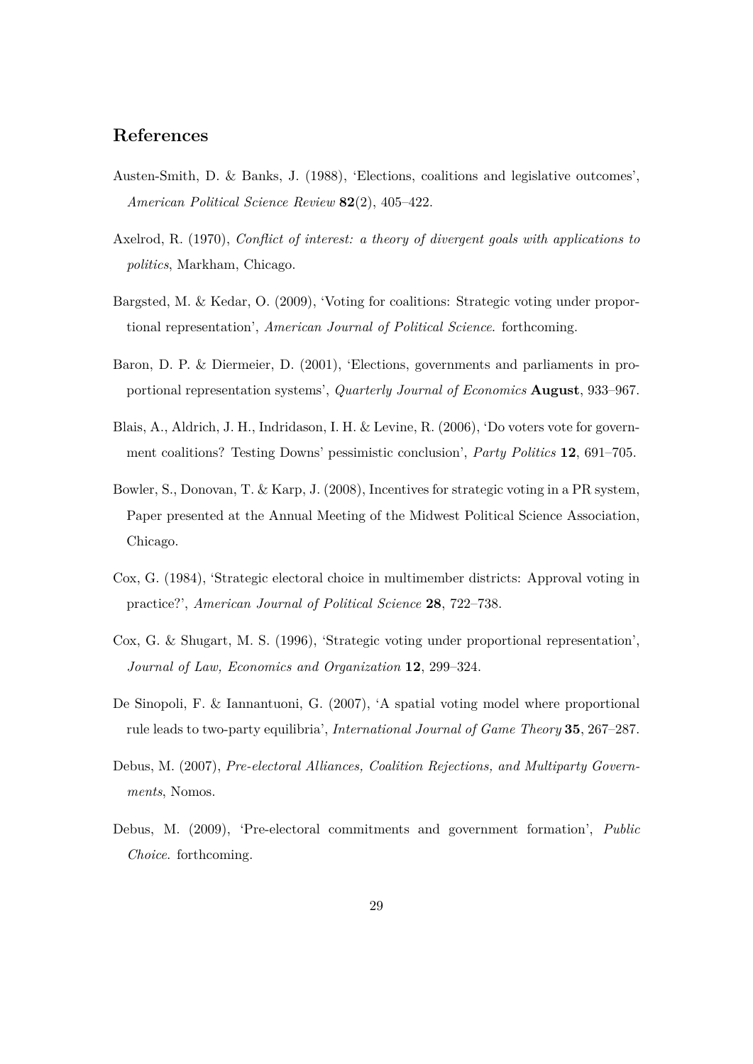## References

Austen-Smith, D. & Banks, J. (1988), 'Elections, coalitions and legislative outcomes', *American Political Science Review* **82**(2), 405–422.

Axelrod, R. (1970), *Conflict of interest: a theory of divergent goals with applications to politics*, Markham, Chicago.

Bargsted, M. & Kedar, O. (2009), 'Voting for coalitions: Strategic voting under proportional representation', *American Journal of Political Science*. forthcoming.

Baron, D. P. & Diermeier, D. (2001), 'Elections, governments and parliaments in proportional representation systems', *Quarterly Journal of Economics* **August**, 933–967.

Blais, A., Aldrich, J. H., Indridason, I. H. & Levine, R. (2006), 'Do voters vote for government coalitions? Testing Downs' pessimistic conclusion', *Party Politics* **12**, 691–705.

Bowler, S., Donovan, T. & Karp, J. (2008), Incentives for strategic voting in a PR system, Paper presented at the Annual Meeting of the Midwest Political Science Association, Chicago.

Cox, G. (1984), 'Strategic electoral choice in multimember districts: Approval voting in practice?', *American Journal of Political Science* **28**, 722–738.

Cox, G. & Shugart, M. S. (1996), 'Strategic voting under proportional representation', *Journal of Law, Economics and Organization* **12**, 299–324.

De Sinopoli, F. & Iannantuoni, G. (2007), 'A spatial voting model where proportional rule leads to two-party equilibria', *International Journal of Game Theory* **35**, 267–287.

Debus, M. (2007), *Pre-electoral Alliances, Coalition Rejections, and Multiparty Governments*, Nomos.

Debus, M. (2009), 'Pre-electoral commitments and government formation', *Public Choice*. forthcoming.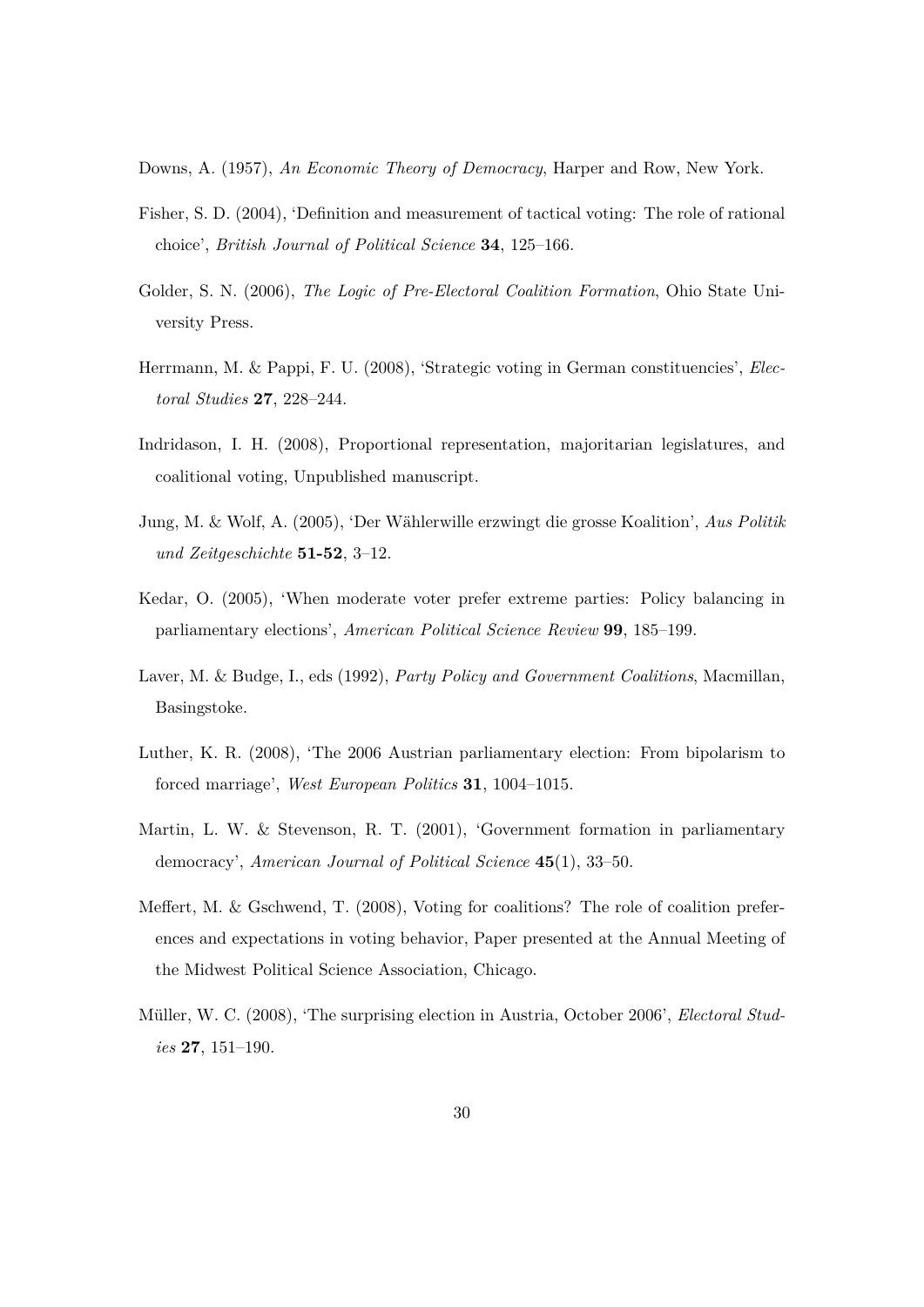Downs, A. (1957), *An Economic Theory of Democracy*, Harper and Row, New York.

Fisher, S. D. (2004), 'Definition and measurement of tactical voting: The role of rational choice', *British Journal of Political Science* **34**, 125–166.

Golder, S. N. (2006), *The Logic of Pre-Electoral Coalition Formation*, Ohio State University Press.

Herrmann, M. & Pappi, F. U. (2008), 'Strategic voting in German constituencies', *Electoral Studies* **27**, 228–244.

Indridason, I. H. (2008), Proportional representation, majoritarian legislatures, and coalitional voting, Unpublished manuscript.

Jung, M. & Wolf, A. (2005), 'Der Wählerwille erzwingt die grosse Koalition', *Aus Politik und Zeitgeschichte* **51-52**, 3–12.

Kedar, O. (2005), 'When moderate voter prefer extreme parties: Policy balancing in parliamentary elections', *American Political Science Review* **99**, 185–199.

Laver, M. & Budge, I., eds (1992), *Party Policy and Government Coalitions*, Macmillan, Basingstoke.

Luther, K. R. (2008), 'The 2006 Austrian parliamentary election: From bipolarism to forced marriage', *West European Politics* **31**, 1004–1015.

Martin, L. W. & Stevenson, R. T. (2001), 'Government formation in parliamentary democracy', *American Journal of Political Science* **45**(1), 33–50.

Meffert, M. & Gschwend, T. (2008), Voting for coalitions? The role of coalition preferences and expectations in voting behavior, Paper presented at the Annual Meeting of the Midwest Political Science Association, Chicago.

Müller, W. C. (2008), 'The surprising election in Austria, October 2006', *Electoral Studies* **27**, 151–190.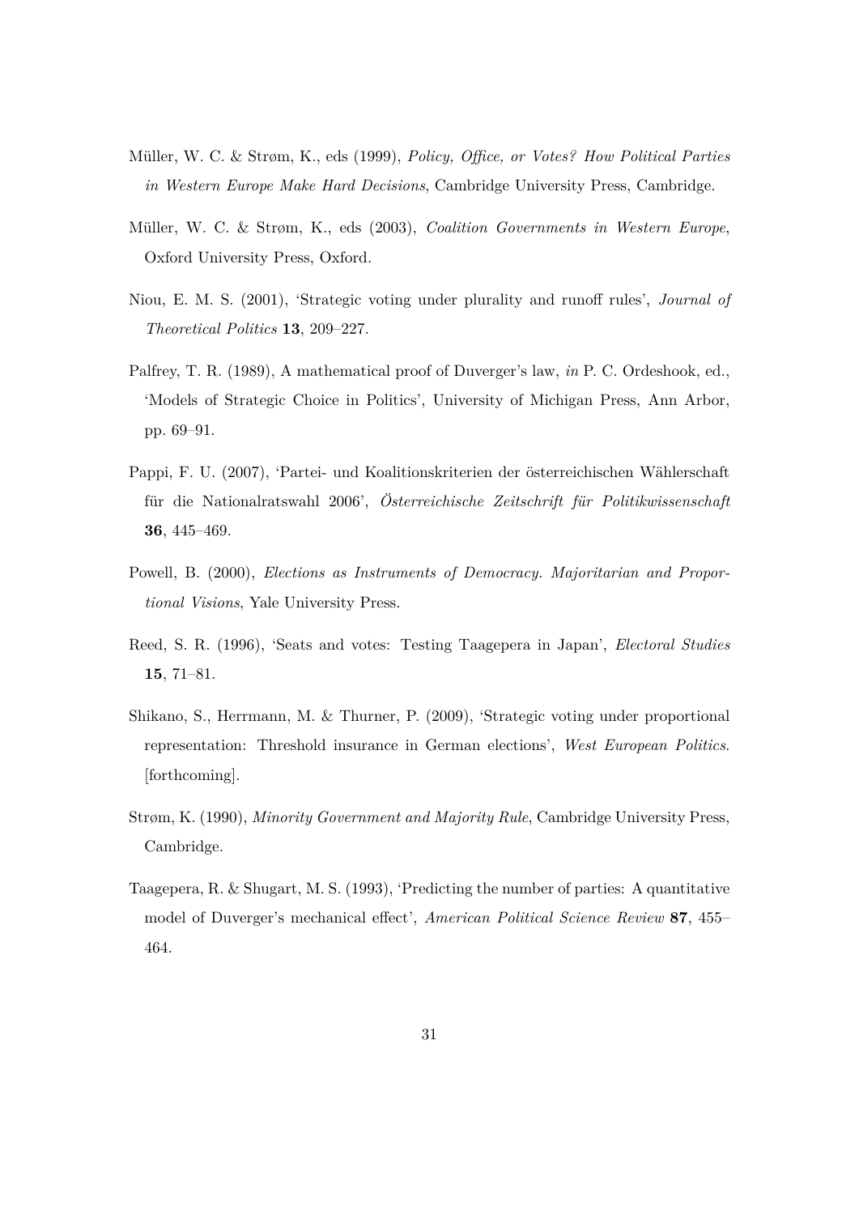Müller, W. C. & Strøm, K., eds (1999), *Policy, Office, or Votes? How Political Parties in Western Europe Make Hard Decisions*, Cambridge University Press, Cambridge.

Müller, W. C. & Strøm, K., eds (2003), *Coalition Governments in Western Europe*, Oxford University Press, Oxford.

Niou, E. M. S. (2001), 'Strategic voting under plurality and runoff rules', *Journal of Theoretical Politics* **13**, 209–227.

Palfrey, T. R. (1989), A mathematical proof of Duverger's law, *in* P. C. Ordeshook, ed., 'Models of Strategic Choice in Politics', University of Michigan Press, Ann Arbor, pp. 69–91.

Pappi, F. U. (2007), 'Partei- und Koalitionskriterien der österreichischen Wählerschaft für die Nationalratswahl 2006', *Österreichische Zeitschrift für Politikwissenschaft* **36**, 445–469.

Powell, B. (2000), *Elections as Instruments of Democracy. Majoritarian and Proportional Visions*, Yale University Press.

Reed, S. R. (1996), 'Seats and votes: Testing Taagepera in Japan', *Electoral Studies* **15**, 71–81.

Shikano, S., Herrmann, M. & Thurner, P. (2009), 'Strategic voting under proportional representation: Threshold insurance in German elections', *West European Politics*. [forthcoming].

Strøm, K. (1990), *Minority Government and Majority Rule*, Cambridge University Press, Cambridge.

Taagepera, R. & Shugart, M. S. (1993), 'Predicting the number of parties: A quantitative model of Duverger's mechanical effect', *American Political Science Review* **87**, 455–464.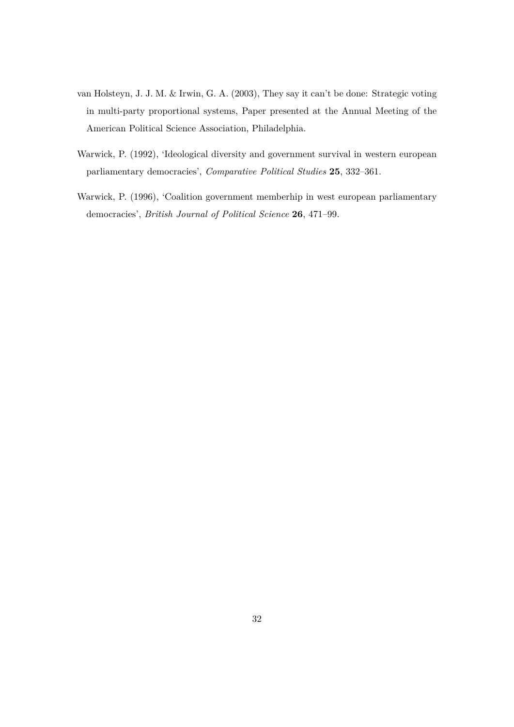van Holsteyn, J. J. M. & Irwin, G. A. (2003), They say it can't be done: Strategic voting in multi-party proportional systems, Paper presented at the Annual Meeting of the American Political Science Association, Philadelphia.

Warwick, P. (1992), 'Ideological diversity and government survival in western european parliamentary democracies', *Comparative Political Studies* **25**, 332–361.

Warwick, P. (1996), 'Coalition government memberhip in west european parliamentary democracies', *British Journal of Political Science* **26**, 471–99.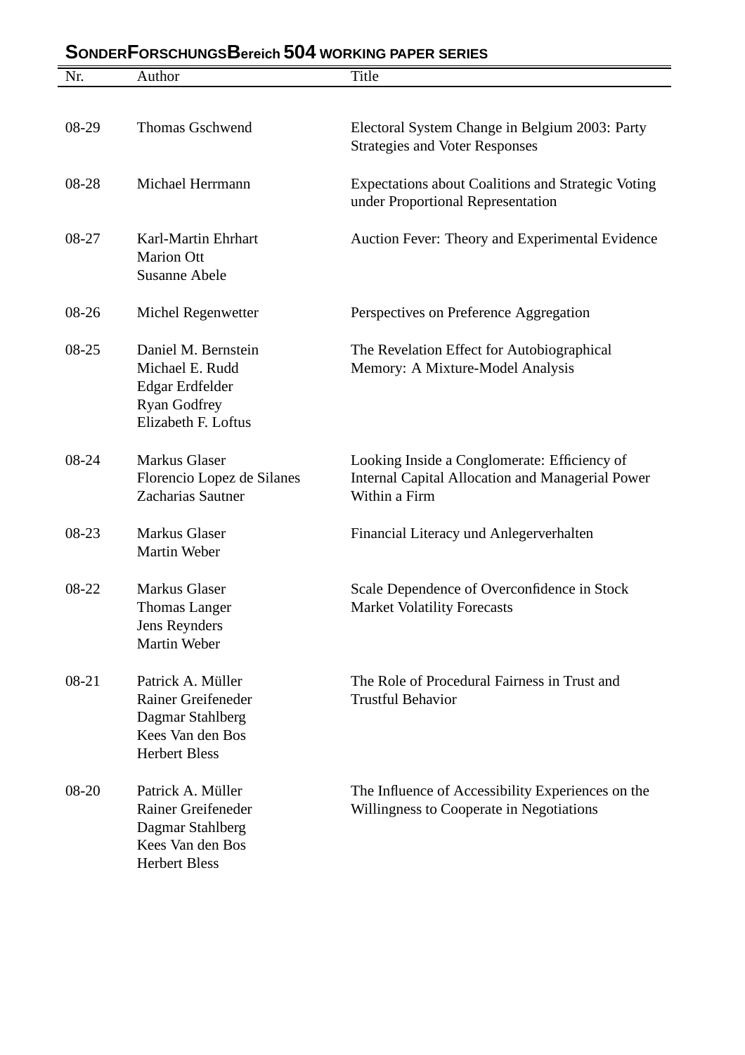## SONDERFORSCHUNGSBereich 504 WORKING PAPER SERIES

| Nr. | Author | Title |
|---|---|---|
| 08-29 | Thomas Gschwend | Electoral System Change in Belgium 2003: Party Strategies and Voter Responses |
| 08-28 | Michael Herrmann | Expectations about Coalitions and Strategic Voting under Proportional Representation |
| 08-27 | Karl-Martin Ehrhart<br>Marion Ott<br>Susanne Abele | Auction Fever: Theory and Experimental Evidence |
| 08-26 | Michel Regenwetter | Perspectives on Preference Aggregation |
| 08-25 | Daniel M. Bernstein<br>Michael E. Rudd<br>Edgar Erdfelder<br>Ryan Godfrey<br>Elizabeth F. Loftus | The Revelation Effect for Autobiographical Memory: A Mixture-Model Analysis |
| 08-24 | Markus Glaser<br>Florencio Lopez de Silanes<br>Zacharias Sautner | Looking Inside a Conglomerate: Efficiency of Internal Capital Allocation and Managerial Power Within a Firm |
| 08-23 | Markus Glaser<br>Martin Weber | Financial Literacy und Anlegerverhalten |
| 08-22 | Markus Glaser<br>Thomas Langer<br>Jens Reynders<br>Martin Weber | Scale Dependence of Overconfidence in Stock Market Volatility Forecasts |
| 08-21 | Patrick A. Müller<br>Rainer Greifeneder<br>Dagmar Stahlberg<br>Kees Van den Bos<br>Herbert Bless | The Role of Procedural Fairness in Trust and Trustful Behavior |
| 08-20 | Patrick A. Müller<br>Rainer Greifeneder<br>Dagmar Stahlberg<br>Kees Van den Bos<br>Herbert Bless | The Influence of Accessibility Experiences on the Willingness to Cooperate in Negotiations |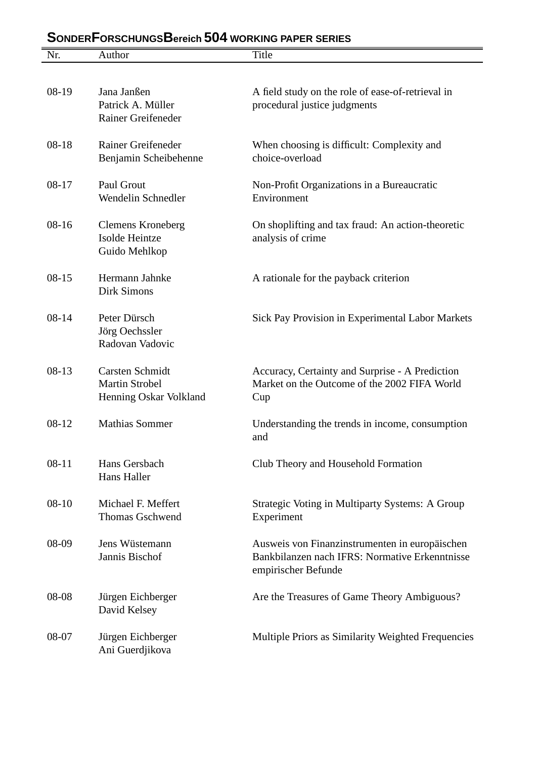## SONDERFORSCHUNGSBereich 504 WORKING PAPER SERIES

| Nr. | Author | Title |
|---|---|---|
| 08-19 | Jana Janßen<br>Patrick A. Müller<br>Rainer Greifeneder | A field study on the role of ease-of-retrieval in procedural justice judgments |
| 08-18 | Rainer Greifeneder<br>Benjamin Scheibehenne | When choosing is difficult: Complexity and choice-overload |
| 08-17 | Paul Grout<br>Wendelin Schnedler | Non-Profit Organizations in a Bureaucratic Environment |
| 08-16 | Clemens Kroneberg<br>Isolde Heintze<br>Guido Mehlkop | On shoplifting and tax fraud: An action-theoretic analysis of crime |
| 08-15 | Hermann Jahnke<br>Dirk Simons | A rationale for the payback criterion |
| 08-14 | Peter Dürsch<br>Jörg Oechssler<br>Radovan Vadovic | Sick Pay Provision in Experimental Labor Markets |
| 08-13 | Carsten Schmidt<br>Martin Strobel<br>Henning Oskar Volkland | Accuracy, Certainty and Surprise - A Prediction Market on the Outcome of the 2002 FIFA World Cup |
| 08-12 | Mathias Sommer | Understanding the trends in income, consumption and |
| 08-11 | Hans Gersbach<br>Hans Haller | Club Theory and Household Formation |
| 08-10 | Michael F. Meffert<br>Thomas Gschwend | Strategic Voting in Multiparty Systems: A Group Experiment |
| 08-09 | Jens Wüstemann<br>Jannis Bischof | Ausweis von Finanzinstrumenten in europäischen Bankbilanzen nach IFRS: Normative Erkenntnisse empirischer Befunde |
| 08-08 | Jürgen Eichberger<br>David Kelsey | Are the Treasures of Game Theory Ambiguous? |
| 08-07 | Jürgen Eichberger<br>Ani Guerdjikova | Multiple Priors as Similarity Weighted Frequencies |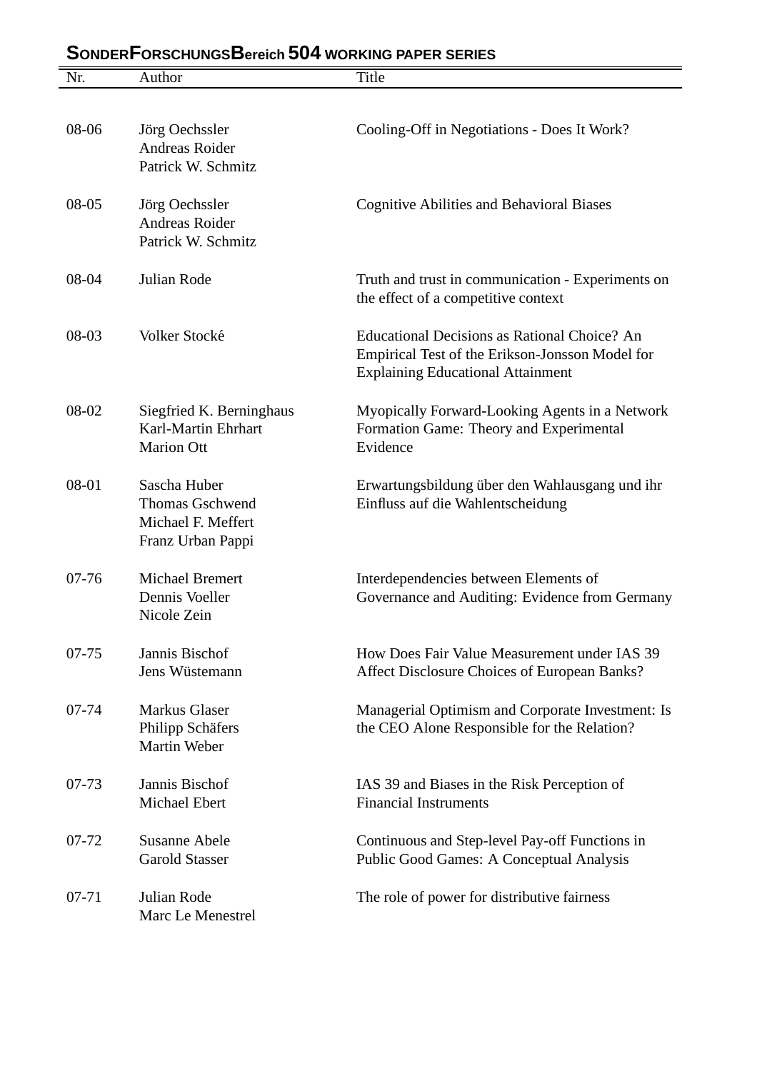## SONDERFORSCHUNGSBereich 504 WORKING PAPER SERIES

| Nr. | Author | Title |
|---|---|---|
| 08-06 | Jörg Oechssler<br>Andreas Roider<br>Patrick W. Schmitz | Cooling-Off in Negotiations - Does It Work? |
| 08-05 | Jörg Oechssler<br>Andreas Roider<br>Patrick W. Schmitz | Cognitive Abilities and Behavioral Biases |
| 08-04 | Julian Rode | Truth and trust in communication - Experiments on the effect of a competitive context |
| 08-03 | Volker Stocké | Educational Decisions as Rational Choice? An Empirical Test of the Erikson-Jonsson Model for Explaining Educational Attainment |
| 08-02 | Siegfried K. Berninghaus<br>Karl-Martin Ehrhart<br>Marion Ott | Myopically Forward-Looking Agents in a Network Formation Game: Theory and Experimental Evidence |
| 08-01 | Sascha Huber<br>Thomas Gschwend<br>Michael F. Meffert<br>Franz Urban Pappi | Erwartungsbildung über den Wahlausgang und ihr Einfluss auf die Wahlentscheidung |
| 07-76 | Michael Bremert<br>Dennis Voeller<br>Nicole Zein | Interdependencies between Elements of Governance and Auditing: Evidence from Germany |
| 07-75 | Jannis Bischof<br>Jens Wüstemann | How Does Fair Value Measurement under IAS 39 Affect Disclosure Choices of European Banks? |
| 07-74 | Markus Glaser<br>Philipp Schäfers<br>Martin Weber | Managerial Optimism and Corporate Investment: Is the CEO Alone Responsible for the Relation? |
| 07-73 | Jannis Bischof<br>Michael Ebert | IAS 39 and Biases in the Risk Perception of Financial Instruments |
| 07-72 | Susanne Abele<br>Garold Stasser | Continuous and Step-level Pay-off Functions in Public Good Games: A Conceptual Analysis |
| 07-71 | Julian Rode<br>Marc Le Menestrel | The role of power for distributive fairness |